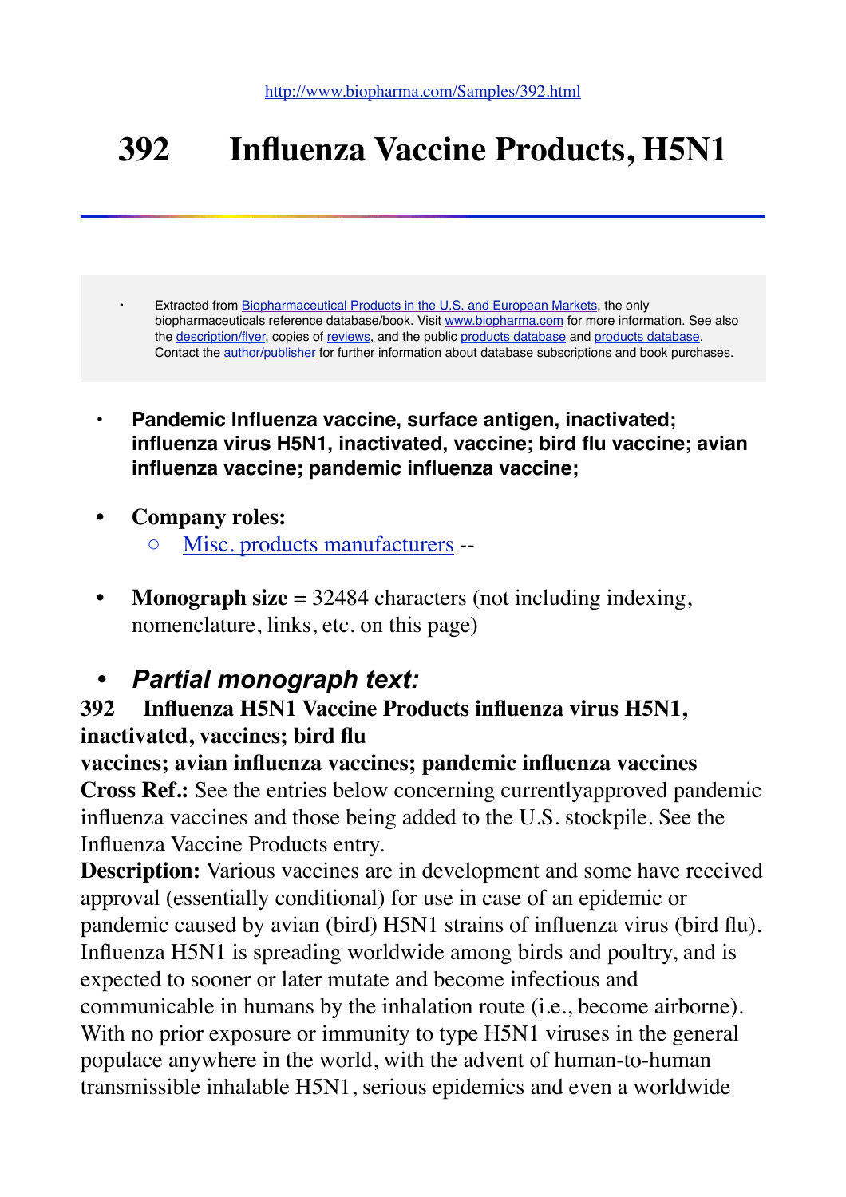http://www.biopharma.com/Samples/392.html

# 392 Influenza Vaccine Products, H5N1

- Extracted from Biopharmaceutical Products in the U.S. and European Markets, the only biopharmaceuticals reference database/book. Visit www.biopharma.com for more information. See also the description/flyer, copies of reviews, and the public products database and products database. Contact the author/publisher for further information about database subscriptions and book purchases.

- **Pandemic Influenza vaccine, surface antigen, inactivated; influenza virus H5N1, inactivated, vaccine; bird flu vaccine; avian influenza vaccine; pandemic influenza vaccine;**

- **Company roles:**
  - Misc. products manufacturers --

- **Monograph size** = 32484 characters (not including indexing, nomenclature, links, etc. on this page)

- ***Partial monograph text:***

**392 Influenza H5N1 Vaccine Products influenza virus H5N1, inactivated, vaccines; bird flu vaccines; avian influenza vaccines; pandemic influenza vaccines**

**Cross Ref.:** See the entries below concerning currentlyapproved pandemic influenza vaccines and those being added to the U.S. stockpile. See the Influenza Vaccine Products entry.

**Description:** Various vaccines are in development and some have received approval (essentially conditional) for use in case of an epidemic or pandemic caused by avian (bird) H5N1 strains of influenza virus (bird flu). Influenza H5N1 is spreading worldwide among birds and poultry, and is expected to sooner or later mutate and become infectious and communicable in humans by the inhalation route (i.e., become airborne). With no prior exposure or immunity to type H5N1 viruses in the general populace anywhere in the world, with the advent of human-to-human transmissible inhalable H5N1, serious epidemics and even a worldwide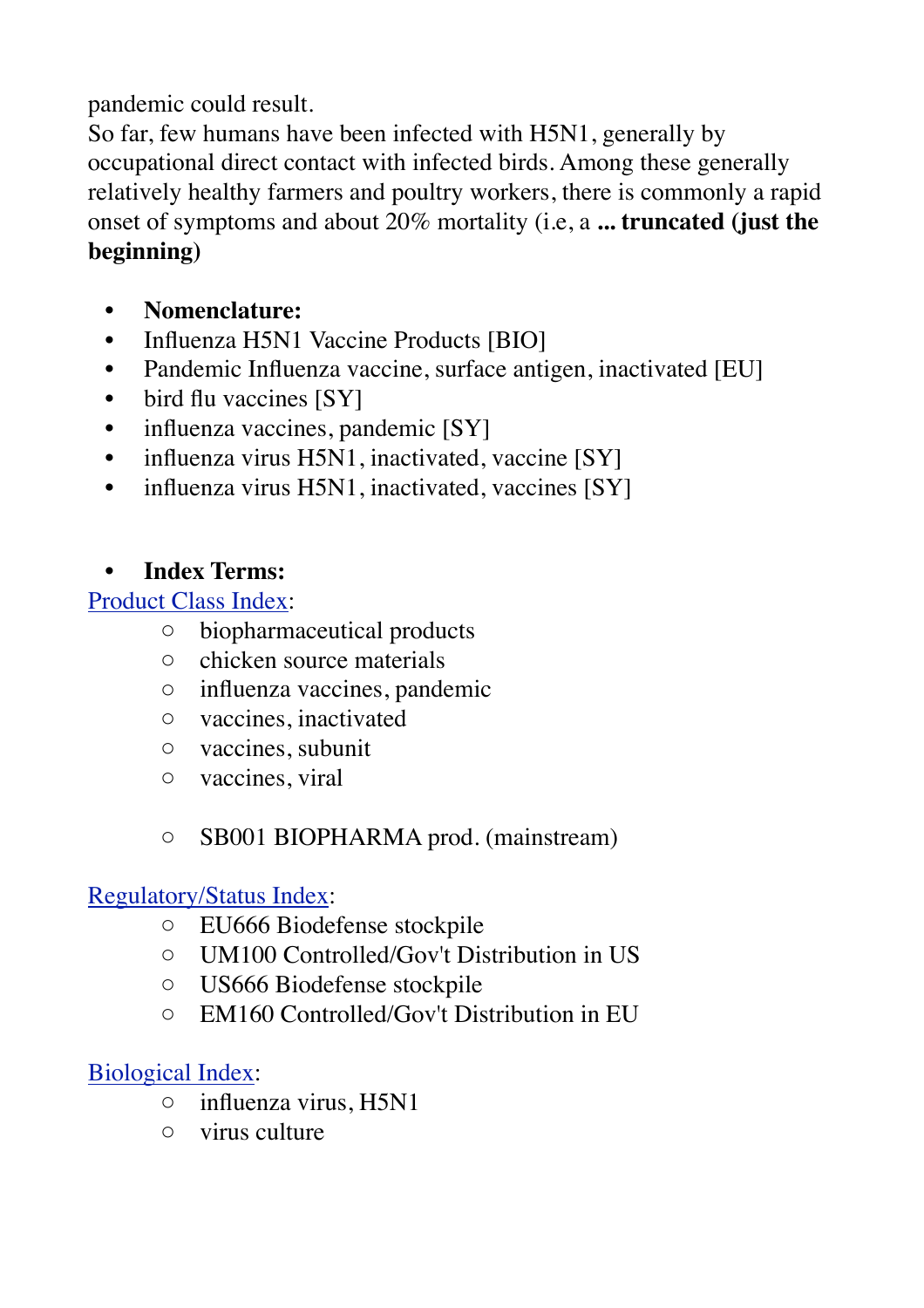pandemic could result.
So far, few humans have been infected with H5N1, generally by occupational direct contact with infected birds. Among these generally relatively healthy farmers and poultry workers, there is commonly a rapid onset of symptoms and about 20% mortality (i.e, a **... truncated (just the beginning)**

- **Nomenclature:**
- Influenza H5N1 Vaccine Products [BIO]
- Pandemic Influenza vaccine, surface antigen, inactivated [EU]
- bird flu vaccines [SY]
- influenza vaccines, pandemic [SY]
- influenza virus H5N1, inactivated, vaccine [SY]
- influenza virus H5N1, inactivated, vaccines [SY]

- **Index Terms:**

Product Class Index:

- biopharmaceutical products
- chicken source materials
- influenza vaccines, pandemic
- vaccines, inactivated
- vaccines, subunit
- vaccines, viral

- SB001 BIOPHARMA prod. (mainstream)

Regulatory/Status Index:

- EU666 Biodefense stockpile
- UM100 Controlled/Gov't Distribution in US
- US666 Biodefense stockpile
- EM160 Controlled/Gov't Distribution in EU

Biological Index:

- influenza virus, H5N1
- virus culture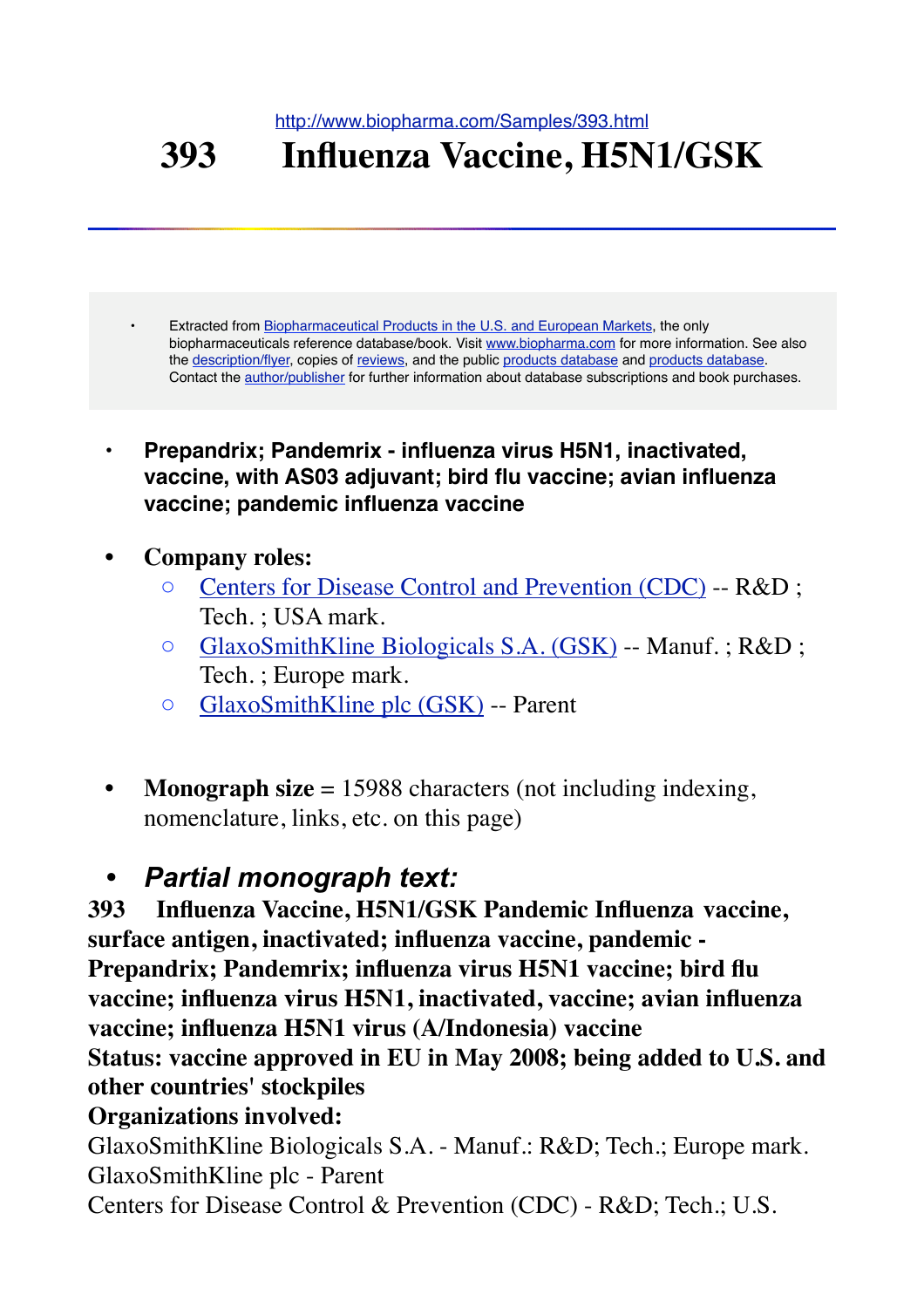http://www.biopharma.com/Samples/393.html

# 393 Influenza Vaccine, H5N1/GSK

- Extracted from [Biopharmaceutical Products in the U.S. and European Markets](), the only biopharmaceuticals reference database/book. Visit [www.biopharma.com]() for more information. See also the [description/flyer](), copies of [reviews](), and the public [products database]() and [products database](). Contact the [author/publisher]() for further information about database subscriptions and book purchases.

- **Prepandrix; Pandemrix - influenza virus H5N1, inactivated, vaccine, with AS03 adjuvant; bird flu vaccine; avian influenza vaccine; pandemic influenza vaccine**

- **Company roles:**
  - [Centers for Disease Control and Prevention (CDC)]() -- R&D ; Tech. ; USA mark.
  - [GlaxoSmithKline Biologicals S.A. (GSK)]() -- Manuf. ; R&D ; Tech. ; Europe mark.
  - [GlaxoSmithKline plc (GSK)]() -- Parent

- **Monograph size** = 15988 characters (not including indexing, nomenclature, links, etc. on this page)

- ***Partial monograph text:***

**393 Influenza Vaccine, H5N1/GSK Pandemic Influenza vaccine, surface antigen, inactivated; influenza vaccine, pandemic - Prepandrix; Pandemrix; influenza virus H5N1 vaccine; bird flu vaccine; influenza virus H5N1, inactivated, vaccine; avian influenza vaccine; influenza H5N1 virus (A/Indonesia) vaccine**
**Status: vaccine approved in EU in May 2008; being added to U.S. and other countries' stockpiles**
**Organizations involved:**
GlaxoSmithKline Biologicals S.A. - Manuf.: R&D; Tech.; Europe mark.
GlaxoSmithKline plc - Parent
Centers for Disease Control & Prevention (CDC) - R&D; Tech.; U.S.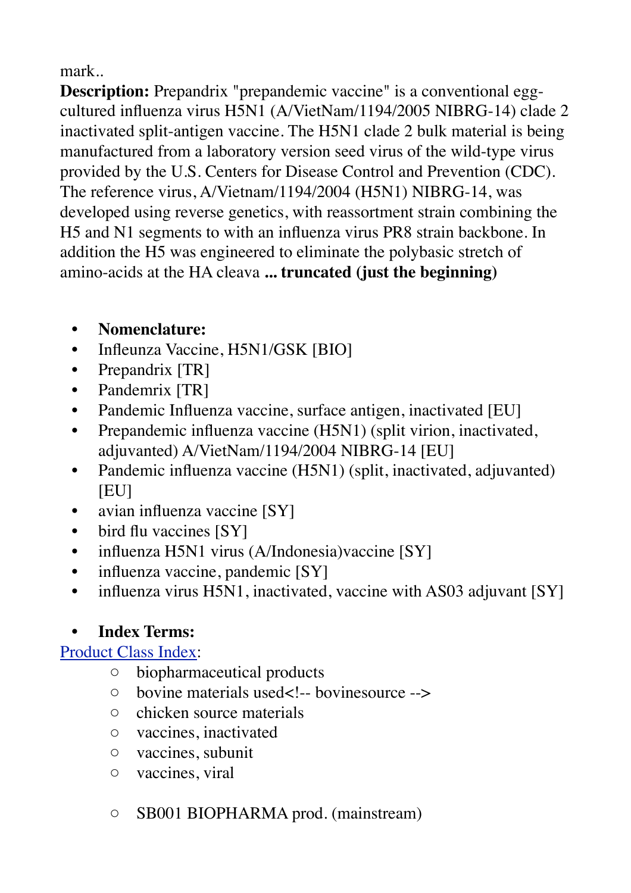mark..

**Description:** Prepandrix "prepandemic vaccine" is a conventional egg-cultured influenza virus H5N1 (A/VietNam/1194/2005 NIBRG-14) clade 2 inactivated split-antigen vaccine. The H5N1 clade 2 bulk material is being manufactured from a laboratory version seed virus of the wild-type virus provided by the U.S. Centers for Disease Control and Prevention (CDC). The reference virus, A/Vietnam/1194/2004 (H5N1) NIBRG-14, was developed using reverse genetics, with reassortment strain combining the H5 and N1 segments to with an influenza virus PR8 strain backbone. In addition the H5 was engineered to eliminate the polybasic stretch of amino-acids at the HA cleava **... truncated (just the beginning)**

- **Nomenclature:**
- Infleunza Vaccine, H5N1/GSK [BIO]
- Prepandrix [TR]
- Pandemrix [TR]
- Pandemic Influenza vaccine, surface antigen, inactivated [EU]
- Prepandemic influenza vaccine (H5N1) (split virion, inactivated, adjuvanted) A/VietNam/1194/2004 NIBRG-14 [EU]
- Pandemic influenza vaccine (H5N1) (split, inactivated, adjuvanted) [EU]
- avian influenza vaccine [SY]
- bird flu vaccines [SY]
- influenza H5N1 virus (A/Indonesia)vaccine [SY]
- influenza vaccine, pandemic [SY]
- influenza virus H5N1, inactivated, vaccine with AS03 adjuvant [SY]

- **Index Terms:**

Product Class Index:

- biopharmaceutical products
- bovine materials used<!-- bovinesource -->
- chicken source materials
- vaccines, inactivated
- vaccines, subunit
- vaccines, viral

- SB001 BIOPHARMA prod. (mainstream)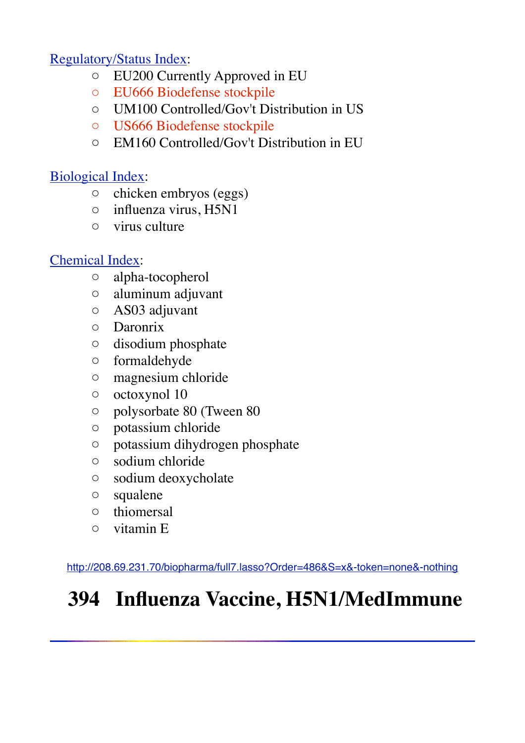Regulatory/Status Index:

- EU200 Currently Approved in EU
- EU666 Biodefense stockpile
- UM100 Controlled/Gov't Distribution in US
- US666 Biodefense stockpile
- EM160 Controlled/Gov't Distribution in EU

Biological Index:

- chicken embryos (eggs)
- influenza virus, H5N1
- virus culture

Chemical Index:

- alpha-tocopherol
- aluminum adjuvant
- AS03 adjuvant
- Daronrix
- disodium phosphate
- formaldehyde
- magnesium chloride
- octoxynol 10
- polysorbate 80 (Tween 80
- potassium chloride
- potassium dihydrogen phosphate
- sodium chloride
- sodium deoxycholate
- squalene
- thiomersal
- vitamin E

http://208.69.231.70/biopharma/full7.lasso?Order=486&S=x&-token=none&-nothing

# 394 Influenza Vaccine, H5N1/MedImmune

---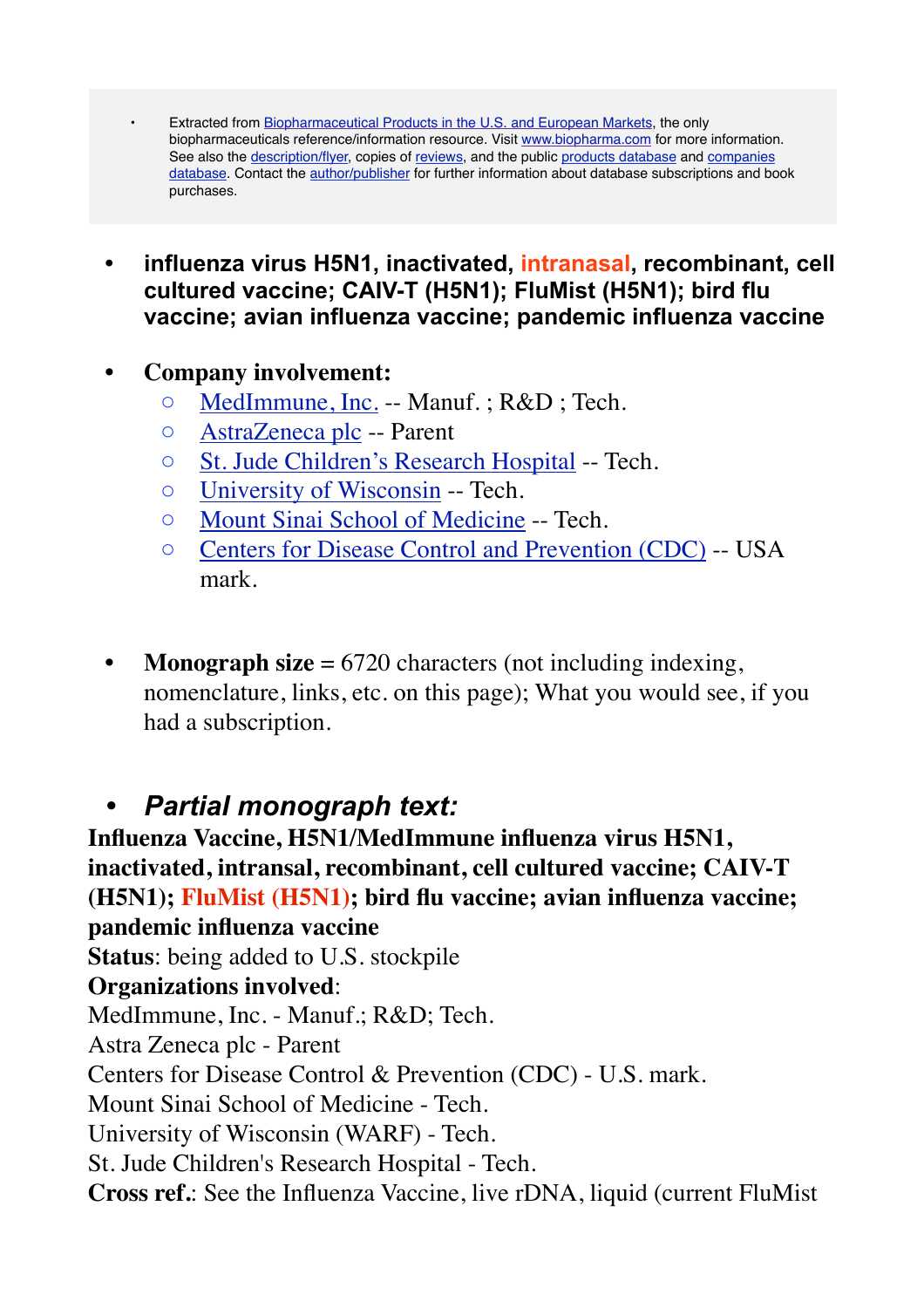- Extracted from [Biopharmaceutical Products in the U.S. and European Markets](), the only biopharmaceuticals reference/information resource. Visit [www.biopharma.com]() for more information. See also the [description/flyer](), copies of [reviews](), and the public [products database]() and [companies database](). Contact the [author/publisher]() for further information about database subscriptions and book purchases.

- **influenza virus H5N1, inactivated, intranasal, recombinant, cell cultured vaccine; CAIV-T (H5N1); FluMist (H5N1); bird flu vaccine; avian influenza vaccine; pandemic influenza vaccine**

- **Company involvement:**
  - [MedImmune, Inc.]() -- Manuf. ; R&D ; Tech.
  - [AstraZeneca plc]() -- Parent
  - [St. Jude Children's Research Hospital]() -- Tech.
  - [University of Wisconsin]() -- Tech.
  - [Mount Sinai School of Medicine]() -- Tech.
  - [Centers for Disease Control and Prevention (CDC)]() -- USA mark.

- **Monograph size** = 6720 characters (not including indexing, nomenclature, links, etc. on this page); What you would see, if you had a subscription.

- ***Partial monograph text:***

**Influenza Vaccine, H5N1/MedImmune influenza virus H5N1, inactivated, intransal, recombinant, cell cultured vaccine; CAIV-T (H5N1); FluMist (H5N1); bird flu vaccine; avian influenza vaccine; pandemic influenza vaccine**
**Status**: being added to U.S. stockpile
**Organizations involved**:
MedImmune, Inc. - Manuf.; R&D; Tech.
Astra Zeneca plc - Parent
Centers for Disease Control & Prevention (CDC) - U.S. mark.
Mount Sinai School of Medicine - Tech.
University of Wisconsin (WARF) - Tech.
St. Jude Children's Research Hospital - Tech.
**Cross ref.**: See the Influenza Vaccine, live rDNA, liquid (current FluMist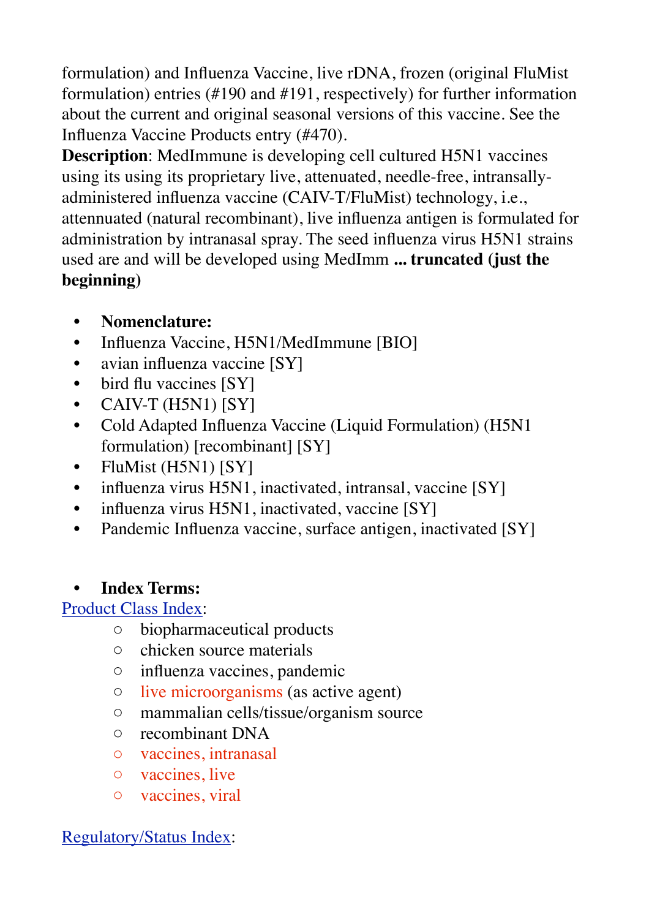formulation) and Influenza Vaccine, live rDNA, frozen (original FluMist formulation) entries (#190 and #191, respectively) for further information about the current and original seasonal versions of this vaccine. See the Influenza Vaccine Products entry (#470).

**Description**: MedImmune is developing cell cultured H5N1 vaccines using its using its proprietary live, attenuated, needle-free, intransally-administered influenza vaccine (CAIV-T/FluMist) technology, i.e., attennuated (natural recombinant), live influenza antigen is formulated for administration by intranasal spray. The seed influenza virus H5N1 strains used are and will be developed using MedImm **... truncated (just the beginning)**

- **Nomenclature:**
- Influenza Vaccine, H5N1/MedImmune [BIO]
- avian influenza vaccine [SY]
- bird flu vaccines [SY]
- CAIV-T (H5N1) [SY]
- Cold Adapted Influenza Vaccine (Liquid Formulation) (H5N1 formulation) [recombinant] [SY]
- FluMist (H5N1) [SY]
- influenza virus H5N1, inactivated, intransal, vaccine [SY]
- influenza virus H5N1, inactivated, vaccine [SY]
- Pandemic Influenza vaccine, surface antigen, inactivated [SY]

- **Index Terms:**

Product Class Index:

  - biopharmaceutical products
  - chicken source materials
  - influenza vaccines, pandemic
  - live microorganisms (as active agent)
  - mammalian cells/tissue/organism source
  - recombinant DNA
  - vaccines, intranasal
  - vaccines, live
  - vaccines, viral

Regulatory/Status Index: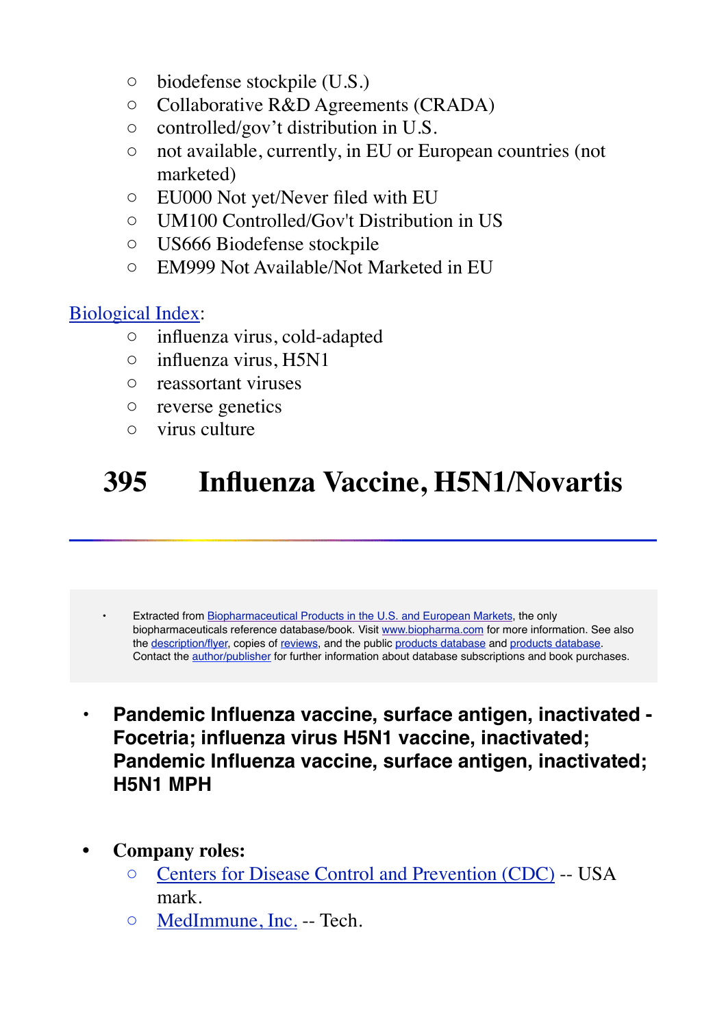- biodefense stockpile (U.S.)
- Collaborative R&D Agreements (CRADA)
- controlled/gov't distribution in U.S.
- not available, currently, in EU or European countries (not marketed)
- EU000 Not yet/Never filed with EU
- UM100 Controlled/Gov't Distribution in US
- US666 Biodefense stockpile
- EM999 Not Available/Not Marketed in EU

Biological Index:

- influenza virus, cold-adapted
- influenza virus, H5N1
- reassortant viruses
- reverse genetics
- virus culture

# 395 Influenza Vaccine, H5N1/Novartis

---

- Extracted from Biopharmaceutical Products in the U.S. and European Markets, the only biopharmaceuticals reference database/book. Visit www.biopharma.com for more information. See also the description/flyer, copies of reviews, and the public products database and products database. Contact the author/publisher for further information about database subscriptions and book purchases.

- **Pandemic Influenza vaccine, surface antigen, inactivated - Focetria; influenza virus H5N1 vaccine, inactivated; Pandemic Influenza vaccine, surface antigen, inactivated; H5N1 MPH**

- **Company roles:**
  - Centers for Disease Control and Prevention (CDC) -- USA mark.
  - MedImmune, Inc. -- Tech.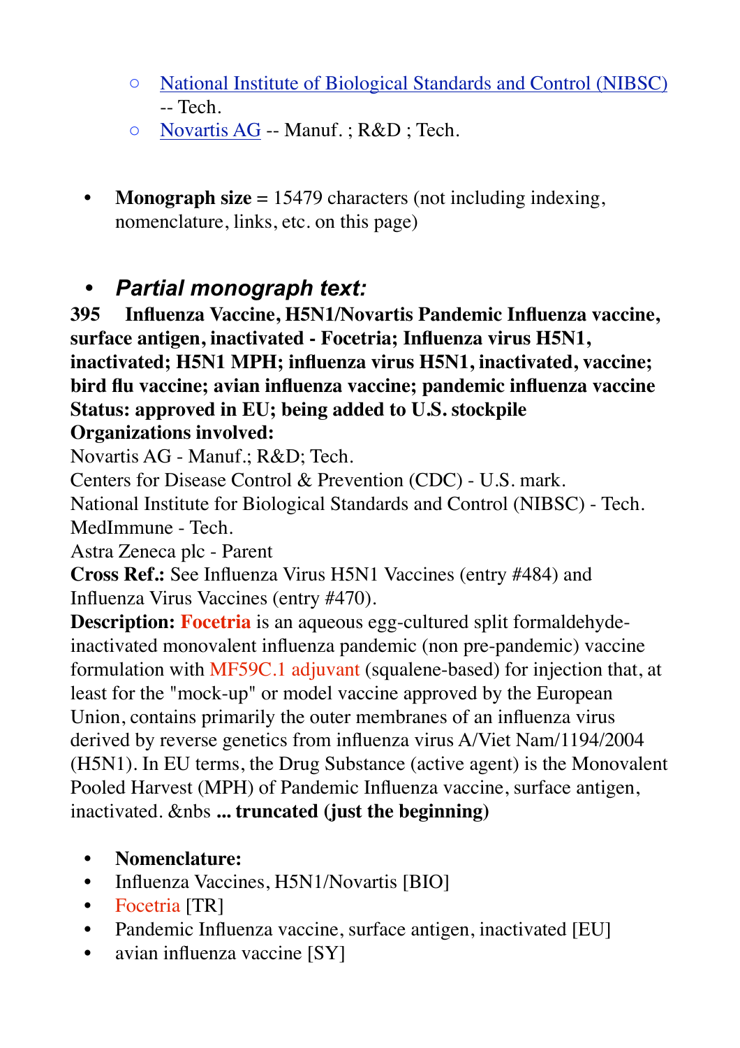- National Institute of Biological Standards and Control (NIBSC) -- Tech.
- Novartis AG -- Manuf. ; R&D ; Tech.

- **Monograph size** = 15479 characters (not including indexing, nomenclature, links, etc. on this page)

- ***Partial monograph text:***

**395 Influenza Vaccine, H5N1/Novartis Pandemic Influenza vaccine, surface antigen, inactivated - Focetria; Influenza virus H5N1, inactivated; H5N1 MPH; influenza virus H5N1, inactivated, vaccine; bird flu vaccine; avian influenza vaccine; pandemic influenza vaccine**
**Status: approved in EU; being added to U.S. stockpile**
**Organizations involved:**
Novartis AG - Manuf.; R&D; Tech.
Centers for Disease Control & Prevention (CDC) - U.S. mark.
National Institute for Biological Standards and Control (NIBSC) - Tech.
MedImmune - Tech.
Astra Zeneca plc - Parent
**Cross Ref.:** See Influenza Virus H5N1 Vaccines (entry #484) and Influenza Virus Vaccines (entry #470).
**Description:** **Focetria** is an aqueous egg-cultured split formaldehyde-inactivated monovalent influenza pandemic (non pre-pandemic) vaccine formulation with MF59C.1 adjuvant (squalene-based) for injection that, at least for the "mock-up" or model vaccine approved by the European Union, contains primarily the outer membranes of an influenza virus derived by reverse genetics from influenza virus A/Viet Nam/1194/2004 (H5N1). In EU terms, the Drug Substance (active agent) is the Monovalent Pooled Harvest (MPH) of Pandemic Influenza vaccine, surface antigen, inactivated. &nbs **... truncated (just the beginning)**

- **Nomenclature:**
- Influenza Vaccines, H5N1/Novartis [BIO]
- Focetria [TR]
- Pandemic Influenza vaccine, surface antigen, inactivated [EU]
- avian influenza vaccine [SY]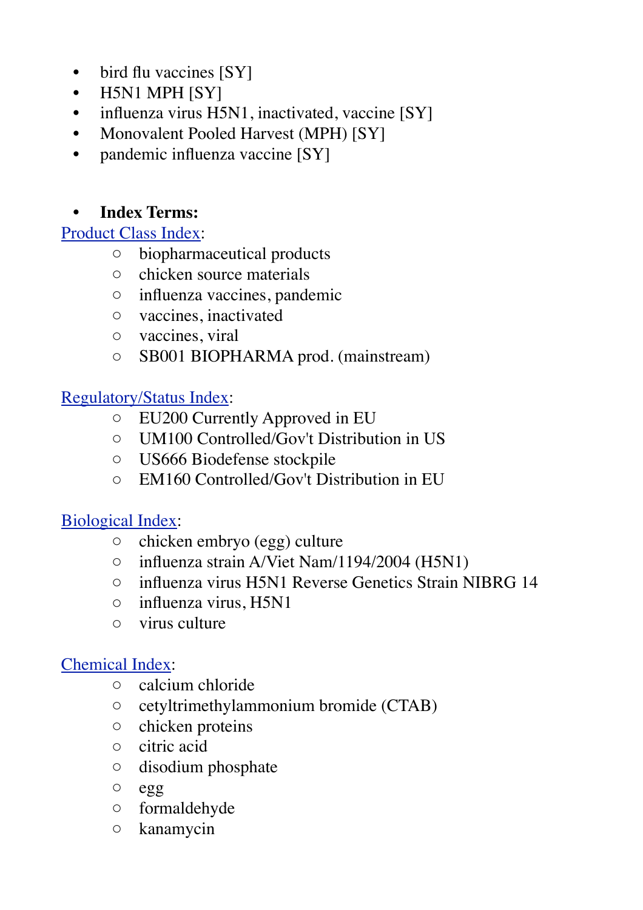- bird flu vaccines [SY]
- H5N1 MPH [SY]
- influenza virus H5N1, inactivated, vaccine [SY]
- Monovalent Pooled Harvest (MPH) [SY]
- pandemic influenza vaccine [SY]

- **Index Terms:**

Product Class Index:

  - biopharmaceutical products
  - chicken source materials
  - influenza vaccines, pandemic
  - vaccines, inactivated
  - vaccines, viral
  - SB001 BIOPHARMA prod. (mainstream)

Regulatory/Status Index:

  - EU200 Currently Approved in EU
  - UM100 Controlled/Gov't Distribution in US
  - US666 Biodefense stockpile
  - EM160 Controlled/Gov't Distribution in EU

Biological Index:

  - chicken embryo (egg) culture
  - influenza strain A/Viet Nam/1194/2004 (H5N1)
  - influenza virus H5N1 Reverse Genetics Strain NIBRG 14
  - influenza virus, H5N1
  - virus culture

Chemical Index:

  - calcium chloride
  - cetyltrimethylammonium bromide (CTAB)
  - chicken proteins
  - citric acid
  - disodium phosphate
  - egg
  - formaldehyde
  - kanamycin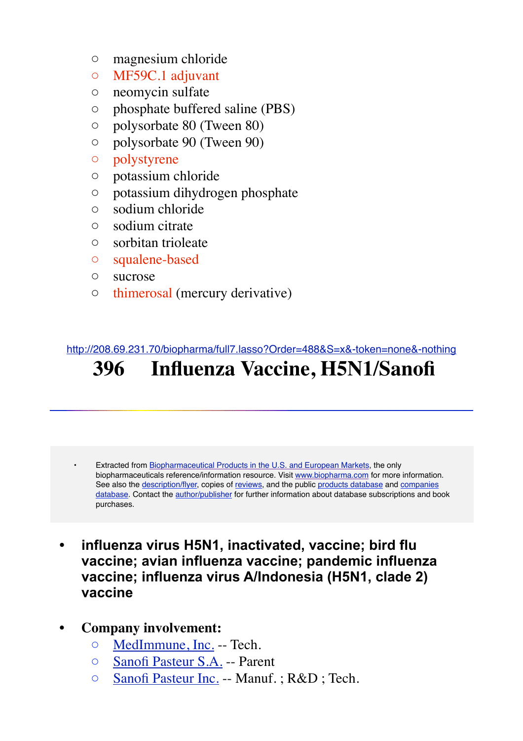- magnesium chloride
- MF59C.1 adjuvant
- neomycin sulfate
- phosphate buffered saline (PBS)
- polysorbate 80 (Tween 80)
- polysorbate 90 (Tween 90)
- polystyrene
- potassium chloride
- potassium dihydrogen phosphate
- sodium chloride
- sodium citrate
- sorbitan trioleate
- squalene-based
- sucrose
- thimerosal (mercury derivative)

http://208.69.231.70/biopharma/full7.lasso?Order=488&S=x&-token=none&-nothing

# 396 Influenza Vaccine, H5N1/Sanofi

---

- Extracted from Biopharmaceutical Products in the U.S. and European Markets, the only biopharmaceuticals reference/information resource. Visit www.biopharma.com for more information. See also the description/flyer, copies of reviews, and the public products database and companies database. Contact the author/publisher for further information about database subscriptions and book purchases.

- **influenza virus H5N1, inactivated, vaccine; bird flu vaccine; avian influenza vaccine; pandemic influenza vaccine; influenza virus A/Indonesia (H5N1, clade 2) vaccine**

- **Company involvement:**
  - MedImmune, Inc. -- Tech.
  - Sanofi Pasteur S.A. -- Parent
  - Sanofi Pasteur Inc. -- Manuf. ; R&D ; Tech.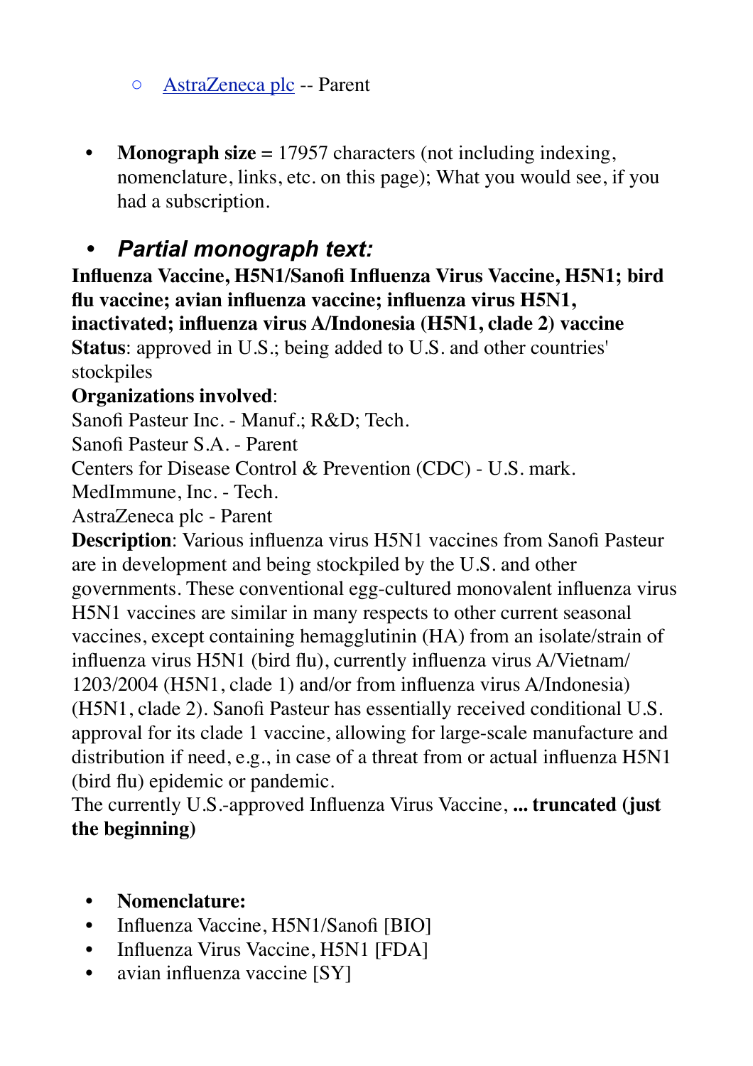- [AstraZeneca plc](#) -- Parent

- **Monograph size** = 17957 characters (not including indexing, nomenclature, links, etc. on this page); What you would see, if you had a subscription.

- ***Partial monograph text:***

**Influenza Vaccine, H5N1/Sanofi Influenza Virus Vaccine, H5N1; bird flu vaccine; avian influenza vaccine; influenza virus H5N1, inactivated; influenza virus A/Indonesia (H5N1, clade 2) vaccine**
**Status**: approved in U.S.; being added to U.S. and other countries' stockpiles
**Organizations involved**:
Sanofi Pasteur Inc. - Manuf.; R&D; Tech.
Sanofi Pasteur S.A. - Parent
Centers for Disease Control & Prevention (CDC) - U.S. mark.
MedImmune, Inc. - Tech.
AstraZeneca plc - Parent
**Description**: Various influenza virus H5N1 vaccines from Sanofi Pasteur are in development and being stockpiled by the U.S. and other governments. These conventional egg-cultured monovalent influenza virus H5N1 vaccines are similar in many respects to other current seasonal vaccines, except containing hemagglutinin (HA) from an isolate/strain of influenza virus H5N1 (bird flu), currently influenza virus A/Vietnam/1203/2004 (H5N1, clade 1) and/or from influenza virus A/Indonesia) (H5N1, clade 2). Sanofi Pasteur has essentially received conditional U.S. approval for its clade 1 vaccine, allowing for large-scale manufacture and distribution if need, e.g., in case of a threat from or actual influenza H5N1 (bird flu) epidemic or pandemic.
The currently U.S.-approved Influenza Virus Vaccine, **... truncated (just the beginning)**

- **Nomenclature:**
- Influenza Vaccine, H5N1/Sanofi [BIO]
- Influenza Virus Vaccine, H5N1 [FDA]
- avian influenza vaccine [SY]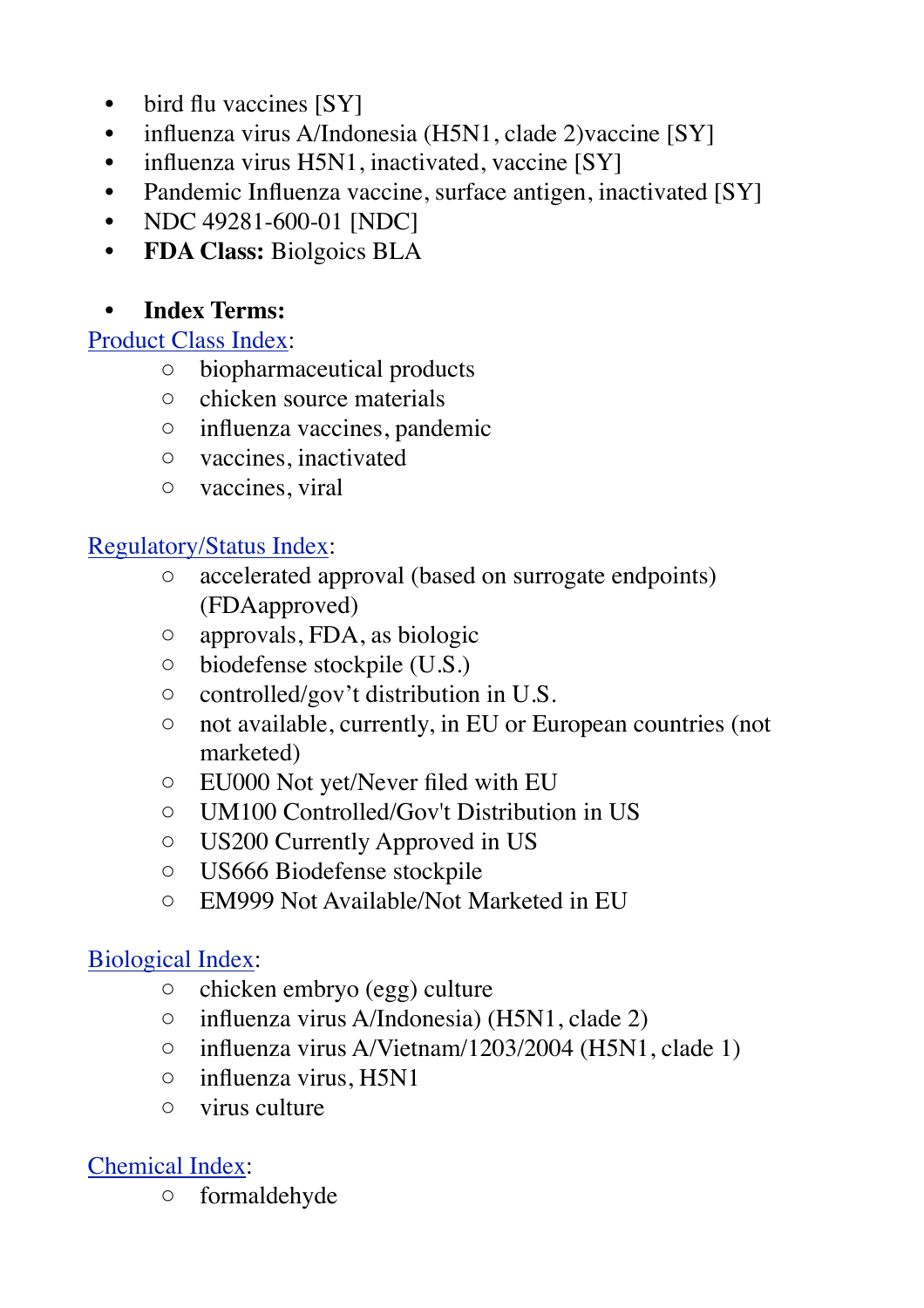- bird flu vaccines [SY]
- influenza virus A/Indonesia (H5N1, clade 2)vaccine [SY]
- influenza virus H5N1, inactivated, vaccine [SY]
- Pandemic Influenza vaccine, surface antigen, inactivated [SY]
- NDC 49281-600-01 [NDC]
- **FDA Class:** Biolgoics BLA

- **Index Terms:**

Product Class Index:

  - biopharmaceutical products
  - chicken source materials
  - influenza vaccines, pandemic
  - vaccines, inactivated
  - vaccines, viral

Regulatory/Status Index:

  - accelerated approval (based on surrogate endpoints) (FDAapproved)
  - approvals, FDA, as biologic
  - biodefense stockpile (U.S.)
  - controlled/gov't distribution in U.S.
  - not available, currently, in EU or European countries (not marketed)
  - EU000 Not yet/Never filed with EU
  - UM100 Controlled/Gov't Distribution in US
  - US200 Currently Approved in US
  - US666 Biodefense stockpile
  - EM999 Not Available/Not Marketed in EU

Biological Index:

  - chicken embryo (egg) culture
  - influenza virus A/Indonesia) (H5N1, clade 2)
  - influenza virus A/Vietnam/1203/2004 (H5N1, clade 1)
  - influenza virus, H5N1
  - virus culture

Chemical Index:

  - formaldehyde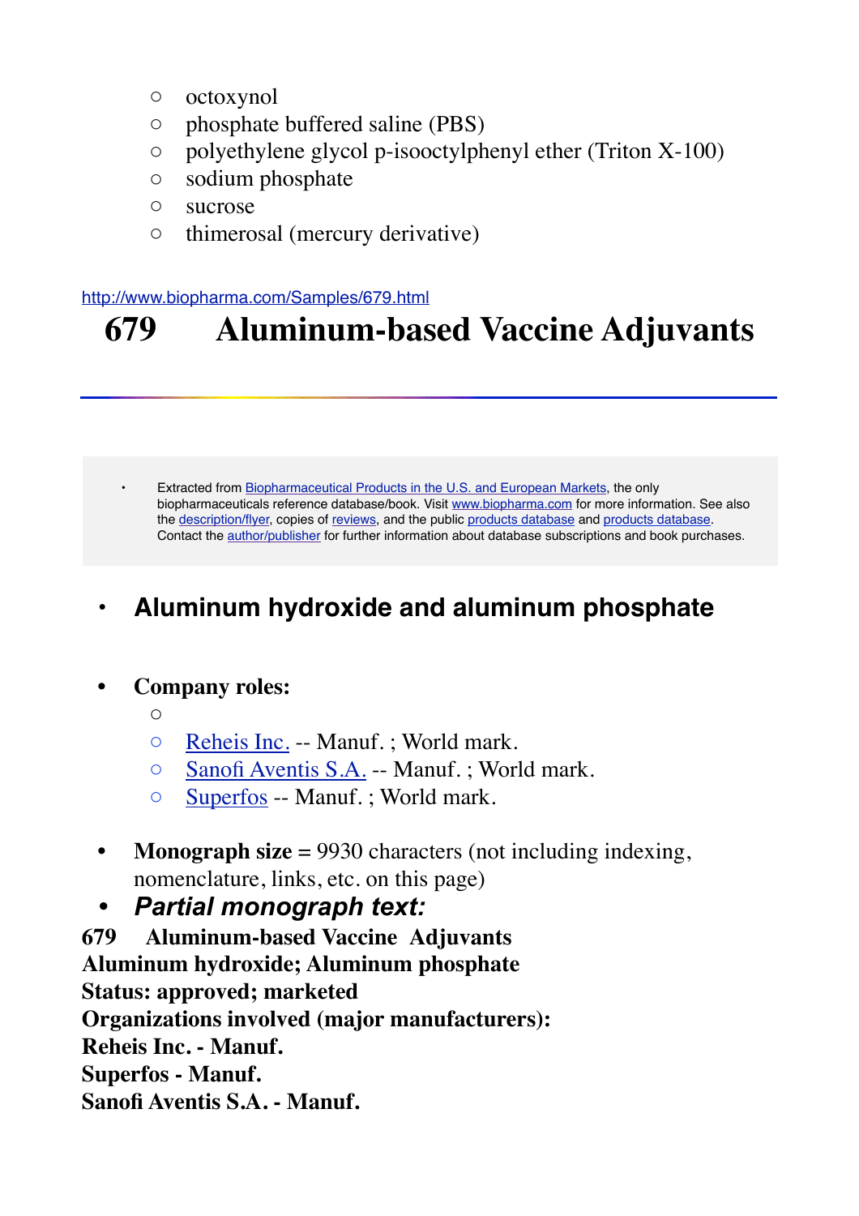- octoxynol
- phosphate buffered saline (PBS)
- polyethylene glycol p-isooctylphenyl ether (Triton X-100)
- sodium phosphate
- sucrose
- thimerosal (mercury derivative)

http://www.biopharma.com/Samples/679.html

# 679 Aluminum-based Vaccine Adjuvants

---

- Extracted from Biopharmaceutical Products in the U.S. and European Markets, the only biopharmaceuticals reference database/book. Visit www.biopharma.com for more information. See also the description/flyer, copies of reviews, and the public products database and products database. Contact the author/publisher for further information about database subscriptions and book purchases.

- ## Aluminum hydroxide and aluminum phosphate

- **Company roles:**
  - 
  - Reheis Inc. -- Manuf. ; World mark.
  - Sanofi Aventis S.A. -- Manuf. ; World mark.
  - Superfos -- Manuf. ; World mark.

- **Monograph size** = 9930 characters (not including indexing, nomenclature, links, etc. on this page)
- ***Partial monograph text:***

**679 Aluminum-based Vaccine Adjuvants**
**Aluminum hydroxide; Aluminum phosphate**
**Status: approved; marketed**
**Organizations involved (major manufacturers):**
**Reheis Inc. - Manuf.**
**Superfos - Manuf.**
**Sanofi Aventis S.A. - Manuf.**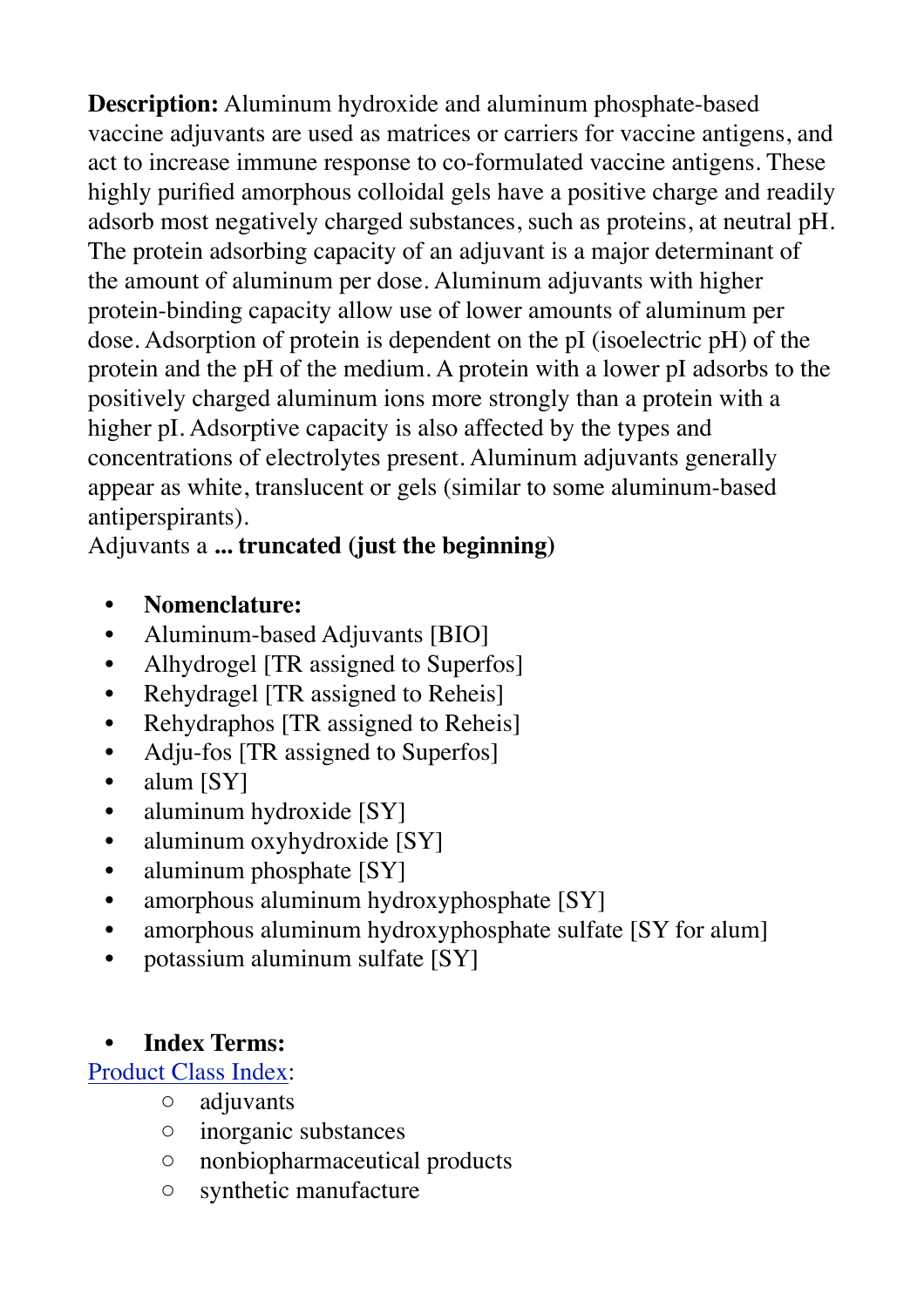**Description:** Aluminum hydroxide and aluminum phosphate-based vaccine adjuvants are used as matrices or carriers for vaccine antigens, and act to increase immune response to co-formulated vaccine antigens. These highly purified amorphous colloidal gels have a positive charge and readily adsorb most negatively charged substances, such as proteins, at neutral pH. The protein adsorbing capacity of an adjuvant is a major determinant of the amount of aluminum per dose. Aluminum adjuvants with higher protein-binding capacity allow use of lower amounts of aluminum per dose. Adsorption of protein is dependent on the pI (isoelectric pH) of the protein and the pH of the medium. A protein with a lower pI adsorbs to the positively charged aluminum ions more strongly than a protein with a higher pI. Adsorptive capacity is also affected by the types and concentrations of electrolytes present. Aluminum adjuvants generally appear as white, translucent or gels (similar to some aluminum-based antiperspirants).
Adjuvants a **... truncated (just the beginning)**

- **Nomenclature:**
- Aluminum-based Adjuvants [BIO]
- Alhydrogel [TR assigned to Superfos]
- Rehydragel [TR assigned to Reheis]
- Rehydraphos [TR assigned to Reheis]
- Adju-fos [TR assigned to Superfos]
- alum [SY]
- aluminum hydroxide [SY]
- aluminum oxyhydroxide [SY]
- aluminum phosphate [SY]
- amorphous aluminum hydroxyphosphate [SY]
- amorphous aluminum hydroxyphosphate sulfate [SY for alum]
- potassium aluminum sulfate [SY]

- **Index Terms:**

Product Class Index:

  - adjuvants
  - inorganic substances
  - nonbiopharmaceutical products
  - synthetic manufacture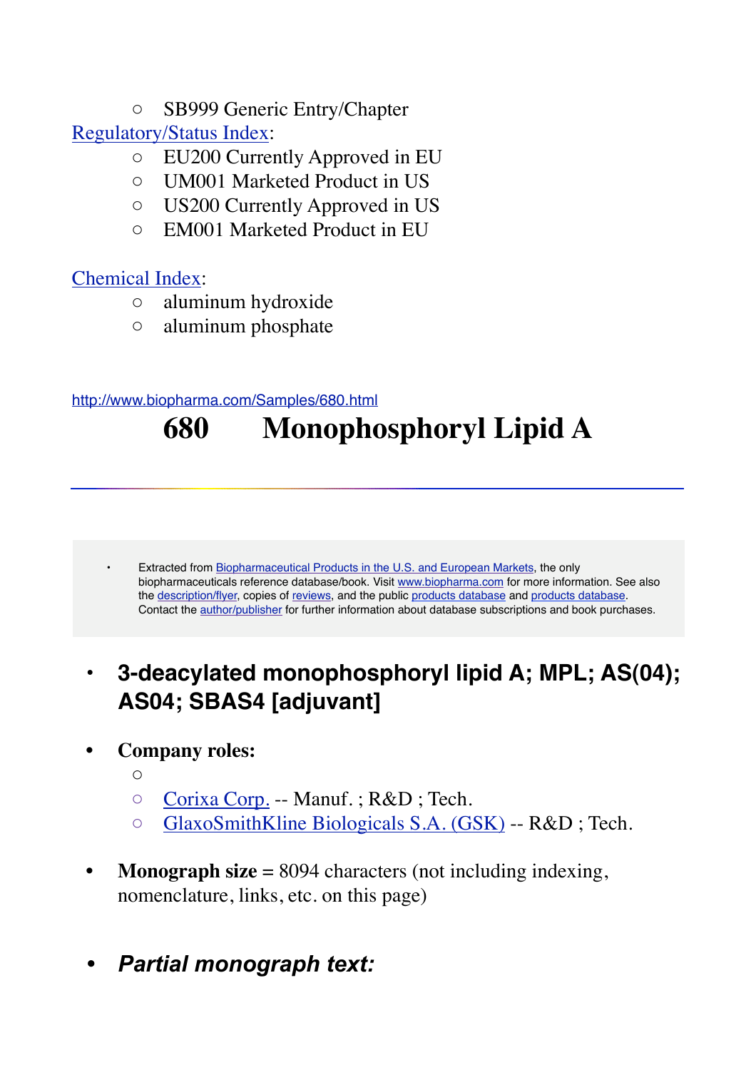- SB999 Generic Entry/Chapter

Regulatory/Status Index:

- EU200 Currently Approved in EU
- UM001 Marketed Product in US
- US200 Currently Approved in US
- EM001 Marketed Product in EU

Chemical Index:

- aluminum hydroxide
- aluminum phosphate

http://www.biopharma.com/Samples/680.html

# 680 Monophosphoryl Lipid A

---

- Extracted from Biopharmaceutical Products in the U.S. and European Markets, the only biopharmaceuticals reference database/book. Visit www.biopharma.com for more information. See also the description/flyer, copies of reviews, and the public products database and products database. Contact the author/publisher for further information about database subscriptions and book purchases.

- **3-deacylated monophosphoryl lipid A; MPL; AS(04); AS04; SBAS4 [adjuvant]**

- **Company roles:**
  - 
  - Corixa Corp. -- Manuf. ; R&D ; Tech.
  - GlaxoSmithKline Biologicals S.A. (GSK) -- R&D ; Tech.

- **Monograph size** = 8094 characters (not including indexing, nomenclature, links, etc. on this page)

- ***Partial monograph text:***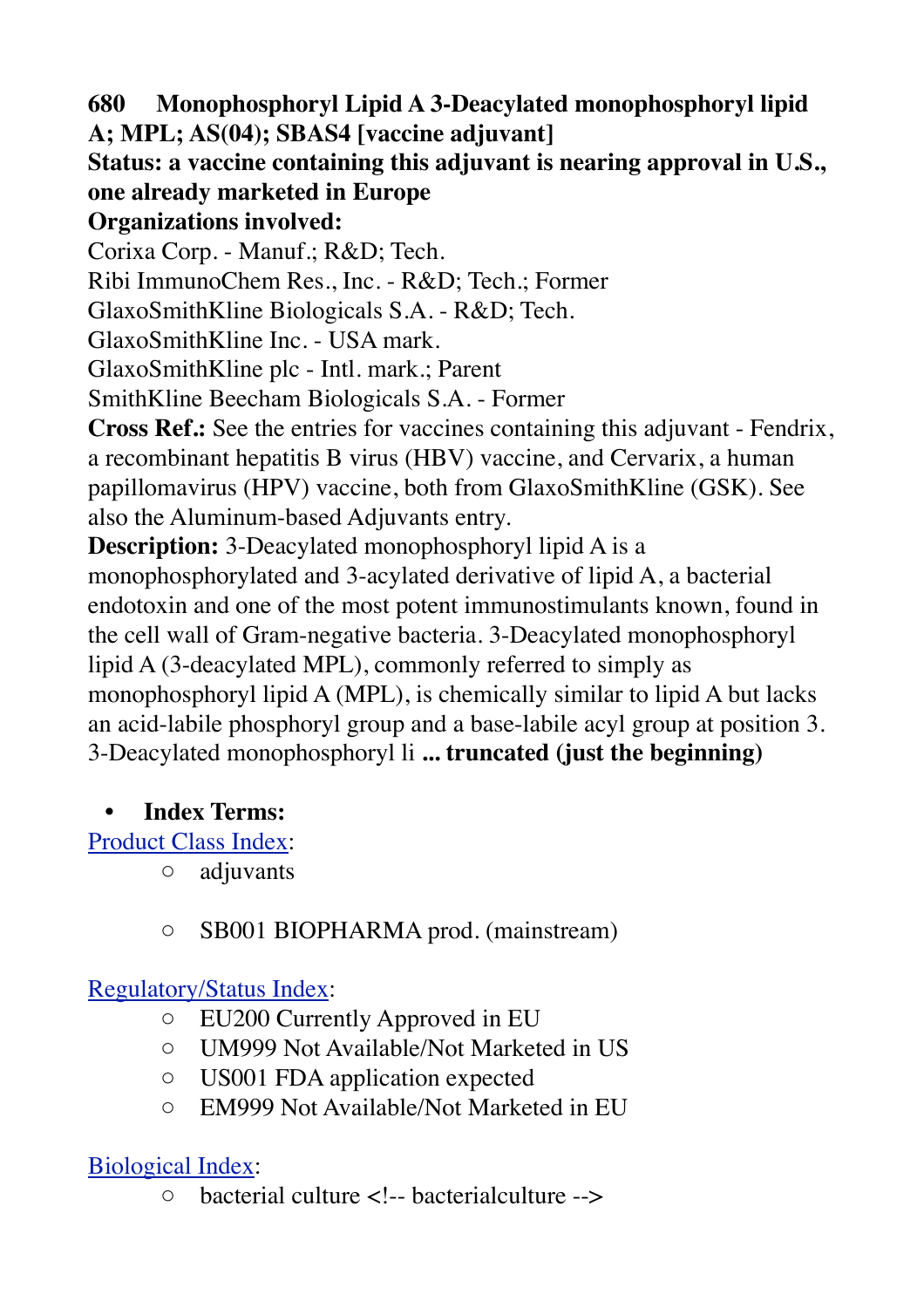**680 Monophosphoryl Lipid A 3-Deacylated monophosphoryl lipid A; MPL; AS(04); SBAS4 [vaccine adjuvant]**

**Status: a vaccine containing this adjuvant is nearing approval in U.S., one already marketed in Europe**

**Organizations involved:**

Corixa Corp. - Manuf.; R&D; Tech.
Ribi ImmunoChem Res., Inc. - R&D; Tech.; Former
GlaxoSmithKline Biologicals S.A. - R&D; Tech.
GlaxoSmithKline Inc. - USA mark.
GlaxoSmithKline plc - Intl. mark.; Parent
SmithKline Beecham Biologicals S.A. - Former

**Cross Ref.:** See the entries for vaccines containing this adjuvant - Fendrix, a recombinant hepatitis B virus (HBV) vaccine, and Cervarix, a human papillomavirus (HPV) vaccine, both from GlaxoSmithKline (GSK). See also the Aluminum-based Adjuvants entry.

**Description:** 3-Deacylated monophosphoryl lipid A is a monophosphorylated and 3-acylated derivative of lipid A, a bacterial endotoxin and one of the most potent immunostimulants known, found in the cell wall of Gram-negative bacteria. 3-Deacylated monophosphoryl lipid A (3-deacylated MPL), commonly referred to simply as monophosphoryl lipid A (MPL), is chemically similar to lipid A but lacks an acid-labile phosphoryl group and a base-labile acyl group at position 3. 3-Deacylated monophosphoryl li **... truncated (just the beginning)**

- **Index Terms:**

Product Class Index:

- adjuvants
- SB001 BIOPHARMA prod. (mainstream)

Regulatory/Status Index:

- EU200 Currently Approved in EU
- UM999 Not Available/Not Marketed in US
- US001 FDA application expected
- EM999 Not Available/Not Marketed in EU

Biological Index:

- bacterial culture <!-- bacterialculture -->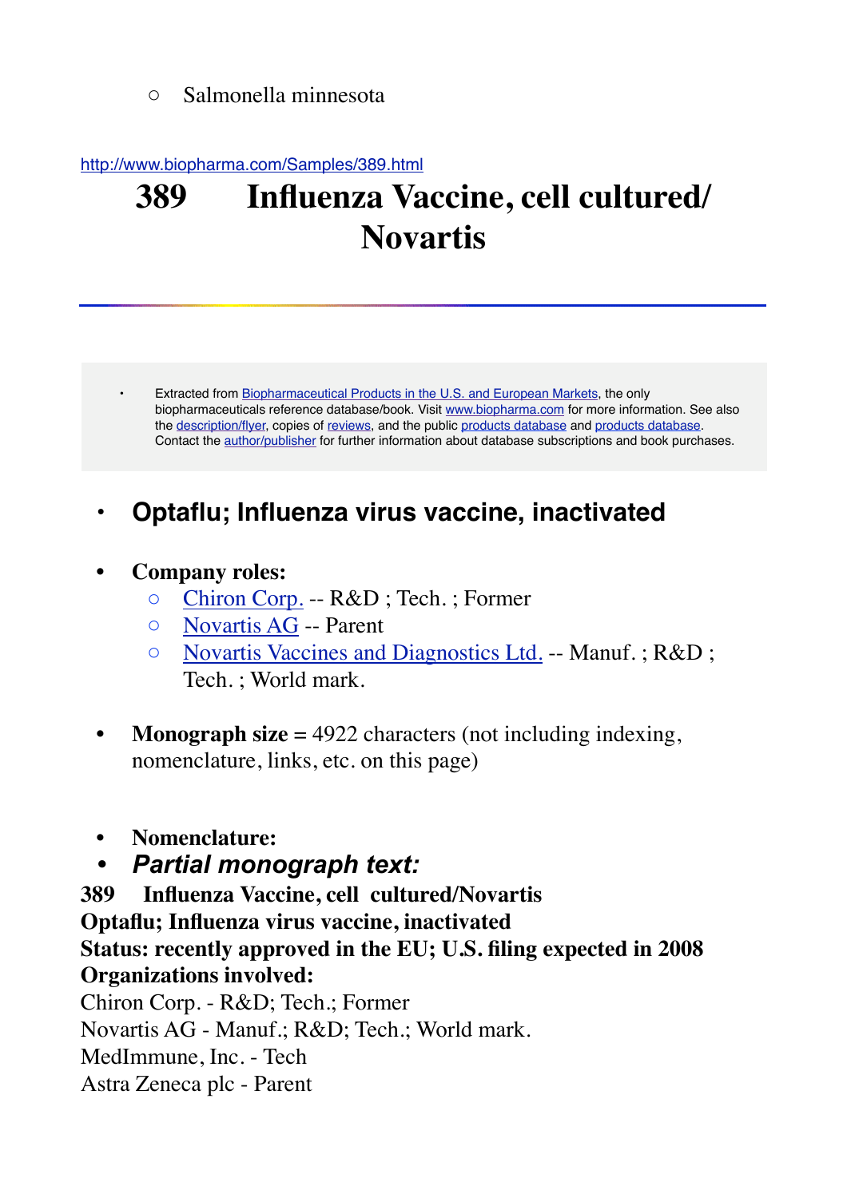- Salmonella minnesota

http://www.biopharma.com/Samples/389.html

# 389 Influenza Vaccine, cell cultured/ Novartis

- Extracted from Biopharmaceutical Products in the U.S. and European Markets, the only biopharmaceuticals reference database/book. Visit www.biopharma.com for more information. See also the description/flyer, copies of reviews, and the public products database and products database. Contact the author/publisher for further information about database subscriptions and book purchases.

- **Optaflu; Influenza virus vaccine, inactivated**

- **Company roles:**
  - Chiron Corp. -- R&D ; Tech. ; Former
  - Novartis AG -- Parent
  - Novartis Vaccines and Diagnostics Ltd. -- Manuf. ; R&D ; Tech. ; World mark.

- **Monograph size** = 4922 characters (not including indexing, nomenclature, links, etc. on this page)

- **Nomenclature:**
- ***Partial monograph text:***

**389 Influenza Vaccine, cell cultured/Novartis**
**Optaflu; Influenza virus vaccine, inactivated**
**Status: recently approved in the EU; U.S. filing expected in 2008**
**Organizations involved:**
Chiron Corp. - R&D; Tech.; Former
Novartis AG - Manuf.; R&D; Tech.; World mark.
MedImmune, Inc. - Tech
Astra Zeneca plc - Parent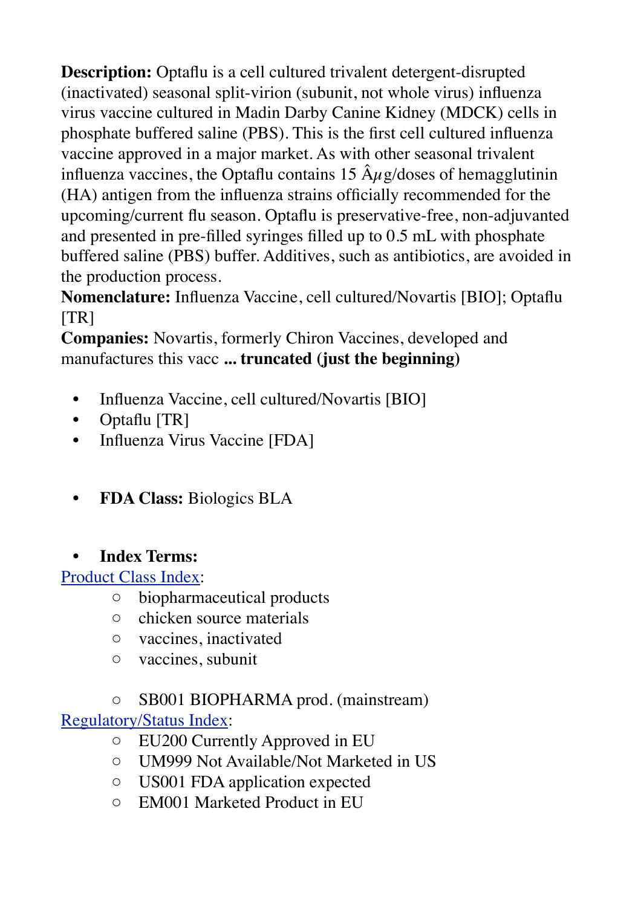**Description:** Optaflu is a cell cultured trivalent detergent-disrupted (inactivated) seasonal split-virion (subunit, not whole virus) influenza virus vaccine cultured in Madin Darby Canine Kidney (MDCK) cells in phosphate buffered saline (PBS). This is the first cell cultured influenza vaccine approved in a major market. As with other seasonal trivalent influenza vaccines, the Optaflu contains 15 Âμg/doses of hemagglutinin (HA) antigen from the influenza strains officially recommended for the upcoming/current flu season. Optaflu is preservative-free, non-adjuvanted and presented in pre-filled syringes filled up to 0.5 mL with phosphate buffered saline (PBS) buffer. Additives, such as antibiotics, are avoided in the production process.
**Nomenclature:** Influenza Vaccine, cell cultured/Novartis [BIO]; Optaflu [TR]
**Companies:** Novartis, formerly Chiron Vaccines, developed and manufactures this vacc **... truncated (just the beginning)**

- Influenza Vaccine, cell cultured/Novartis [BIO]
- Optaflu [TR]
- Influenza Virus Vaccine [FDA]

- **FDA Class:** Biologics BLA

- **Index Terms:**

Product Class Index:
  - biopharmaceutical products
  - chicken source materials
  - vaccines, inactivated
  - vaccines, subunit

  - SB001 BIOPHARMA prod. (mainstream)

Regulatory/Status Index:
  - EU200 Currently Approved in EU
  - UM999 Not Available/Not Marketed in US
  - US001 FDA application expected
  - EM001 Marketed Product in EU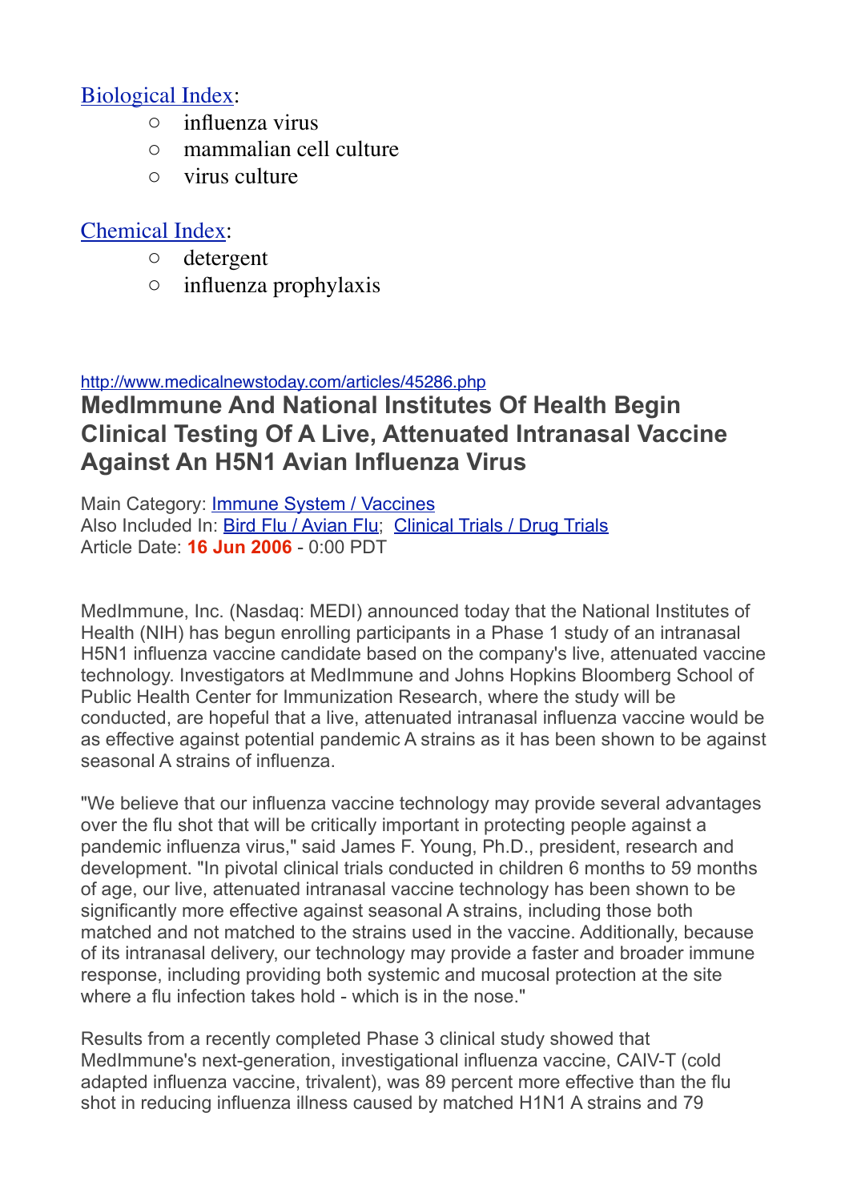[Biological Index](#):

- influenza virus
- mammalian cell culture
- virus culture

[Chemical Index](#):

- detergent
- influenza prophylaxis

http://www.medicalnewstoday.com/articles/45286.php

# MedImmune And National Institutes Of Health Begin Clinical Testing Of A Live, Attenuated Intranasal Vaccine Against An H5N1 Avian Influenza Virus

Main Category: [Immune System / Vaccines](#)
Also Included In: [Bird Flu / Avian Flu](#); [Clinical Trials / Drug Trials](#)
Article Date: **16 Jun 2006** - 0:00 PDT

MedImmune, Inc. (Nasdaq: MEDI) announced today that the National Institutes of Health (NIH) has begun enrolling participants in a Phase 1 study of an intranasal H5N1 influenza vaccine candidate based on the company's live, attenuated vaccine technology. Investigators at MedImmune and Johns Hopkins Bloomberg School of Public Health Center for Immunization Research, where the study will be conducted, are hopeful that a live, attenuated intranasal influenza vaccine would be as effective against potential pandemic A strains as it has been shown to be against seasonal A strains of influenza.

"We believe that our influenza vaccine technology may provide several advantages over the flu shot that will be critically important in protecting people against a pandemic influenza virus," said James F. Young, Ph.D., president, research and development. "In pivotal clinical trials conducted in children 6 months to 59 months of age, our live, attenuated intranasal vaccine technology has been shown to be significantly more effective against seasonal A strains, including those both matched and not matched to the strains used in the vaccine. Additionally, because of its intranasal delivery, our technology may provide a faster and broader immune response, including providing both systemic and mucosal protection at the site where a flu infection takes hold - which is in the nose."

Results from a recently completed Phase 3 clinical study showed that MedImmune's next-generation, investigational influenza vaccine, CAIV-T (cold adapted influenza vaccine, trivalent), was 89 percent more effective than the flu shot in reducing influenza illness caused by matched H1N1 A strains and 79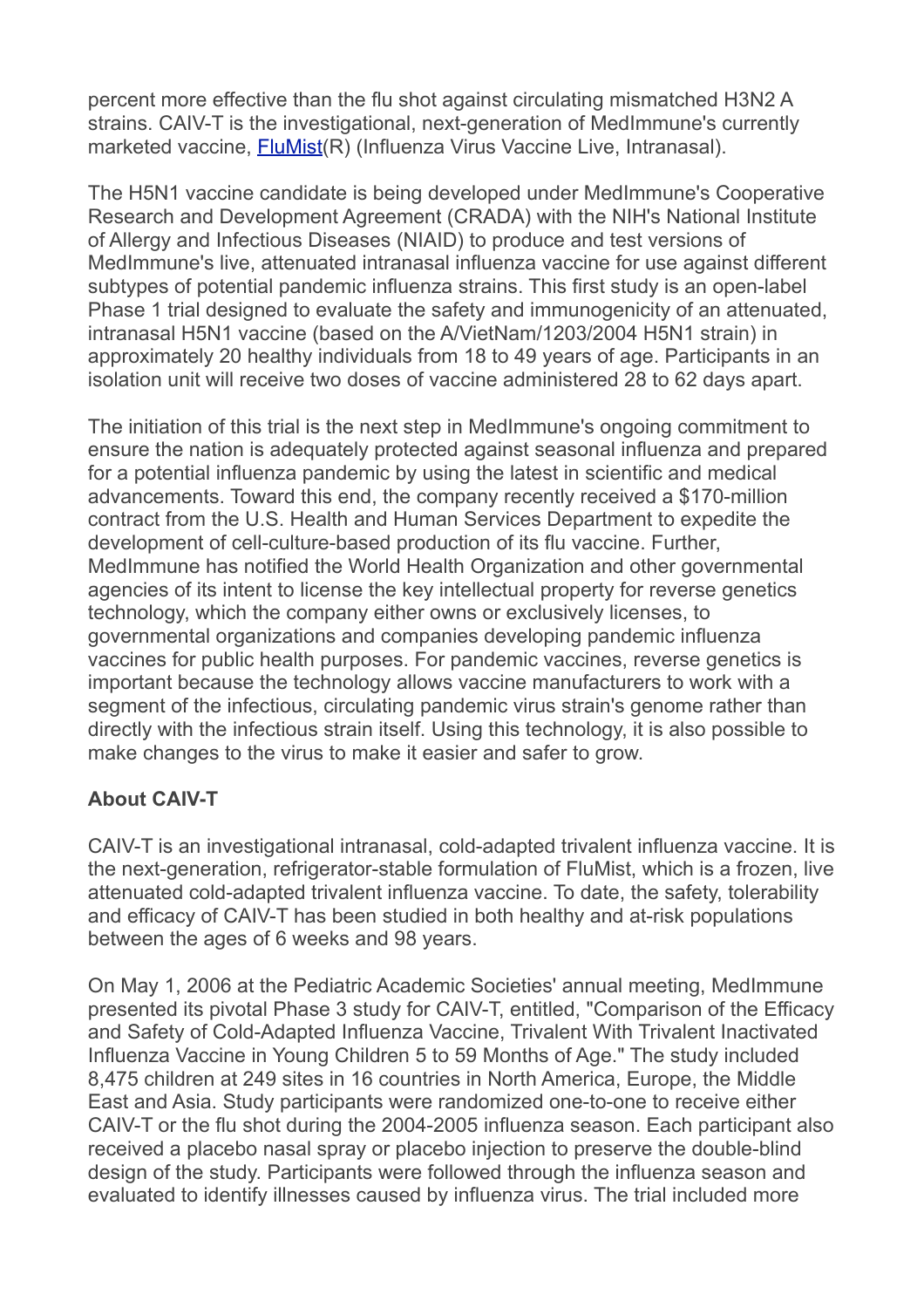percent more effective than the flu shot against circulating mismatched H3N2 A strains. CAIV-T is the investigational, next-generation of MedImmune's currently marketed vaccine, FluMist(R) (Influenza Virus Vaccine Live, Intranasal).

The H5N1 vaccine candidate is being developed under MedImmune's Cooperative Research and Development Agreement (CRADA) with the NIH's National Institute of Allergy and Infectious Diseases (NIAID) to produce and test versions of MedImmune's live, attenuated intranasal influenza vaccine for use against different subtypes of potential pandemic influenza strains. This first study is an open-label Phase 1 trial designed to evaluate the safety and immunogenicity of an attenuated, intranasal H5N1 vaccine (based on the A/VietNam/1203/2004 H5N1 strain) in approximately 20 healthy individuals from 18 to 49 years of age. Participants in an isolation unit will receive two doses of vaccine administered 28 to 62 days apart.

The initiation of this trial is the next step in MedImmune's ongoing commitment to ensure the nation is adequately protected against seasonal influenza and prepared for a potential influenza pandemic by using the latest in scientific and medical advancements. Toward this end, the company recently received a $170-million contract from the U.S. Health and Human Services Department to expedite the development of cell-culture-based production of its flu vaccine. Further, MedImmune has notified the World Health Organization and other governmental agencies of its intent to license the key intellectual property for reverse genetics technology, which the company either owns or exclusively licenses, to governmental organizations and companies developing pandemic influenza vaccines for public health purposes. For pandemic vaccines, reverse genetics is important because the technology allows vaccine manufacturers to work with a segment of the infectious, circulating pandemic virus strain's genome rather than directly with the infectious strain itself. Using this technology, it is also possible to make changes to the virus to make it easier and safer to grow.

**About CAIV-T**

CAIV-T is an investigational intranasal, cold-adapted trivalent influenza vaccine. It is the next-generation, refrigerator-stable formulation of FluMist, which is a frozen, live attenuated cold-adapted trivalent influenza vaccine. To date, the safety, tolerability and efficacy of CAIV-T has been studied in both healthy and at-risk populations between the ages of 6 weeks and 98 years.

On May 1, 2006 at the Pediatric Academic Societies' annual meeting, MedImmune presented its pivotal Phase 3 study for CAIV-T, entitled, "Comparison of the Efficacy and Safety of Cold-Adapted Influenza Vaccine, Trivalent With Trivalent Inactivated Influenza Vaccine in Young Children 5 to 59 Months of Age." The study included 8,475 children at 249 sites in 16 countries in North America, Europe, the Middle East and Asia. Study participants were randomized one-to-one to receive either CAIV-T or the flu shot during the 2004-2005 influenza season. Each participant also received a placebo nasal spray or placebo injection to preserve the double-blind design of the study. Participants were followed through the influenza season and evaluated to identify illnesses caused by influenza virus. The trial included more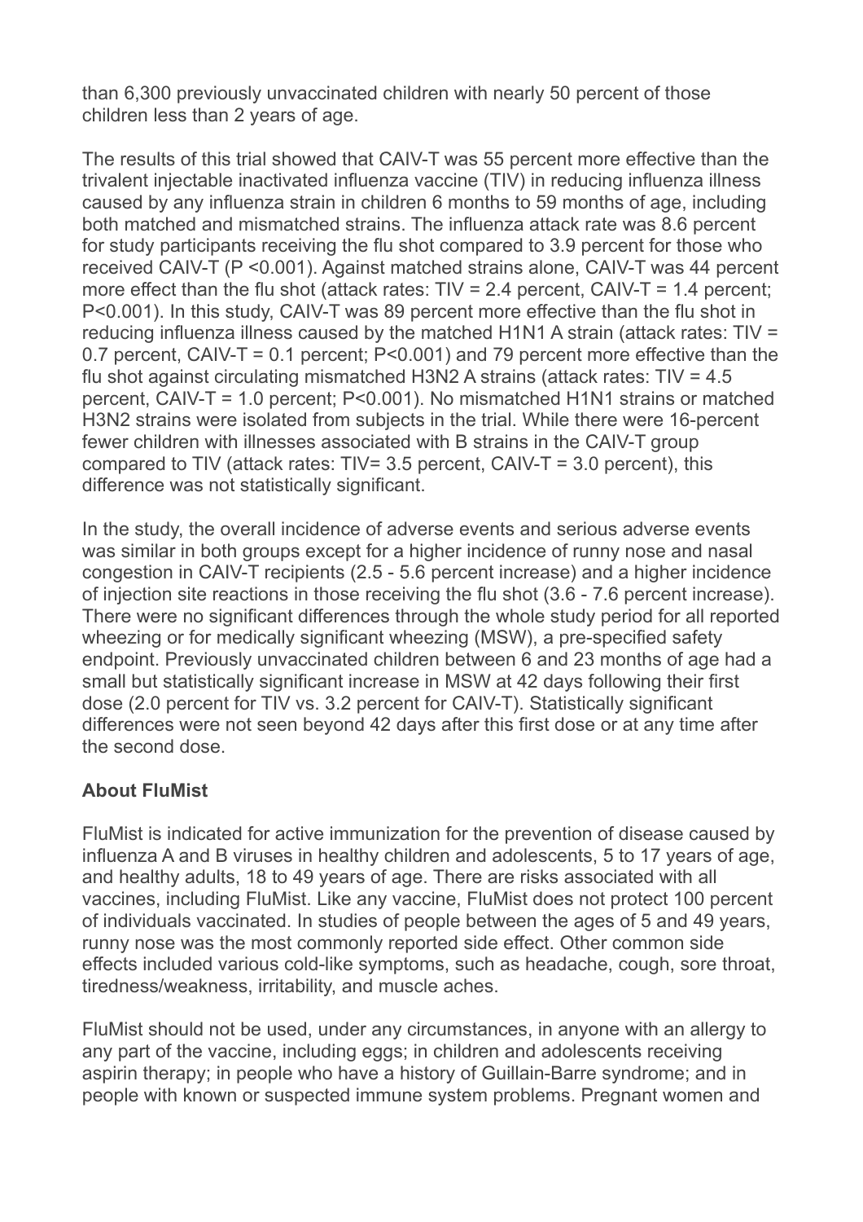than 6,300 previously unvaccinated children with nearly 50 percent of those children less than 2 years of age.

The results of this trial showed that CAIV-T was 55 percent more effective than the trivalent injectable inactivated influenza vaccine (TIV) in reducing influenza illness caused by any influenza strain in children 6 months to 59 months of age, including both matched and mismatched strains. The influenza attack rate was 8.6 percent for study participants receiving the flu shot compared to 3.9 percent for those who received CAIV-T ($P < 0.001$). Against matched strains alone, CAIV-T was 44 percent more effect than the flu shot (attack rates: TIV = 2.4 percent, CAIV-T = 1.4 percent; $P < 0.001$). In this study, CAIV-T was 89 percent more effective than the flu shot in reducing influenza illness caused by the matched H1N1 A strain (attack rates: TIV = 0.7 percent, CAIV-T = 0.1 percent; $P < 0.001$) and 79 percent more effective than the flu shot against circulating mismatched H3N2 A strains (attack rates: TIV = 4.5 percent, CAIV-T = 1.0 percent; $P < 0.001$). No mismatched H1N1 strains or matched H3N2 strains were isolated from subjects in the trial. While there were 16-percent fewer children with illnesses associated with B strains in the CAIV-T group compared to TIV (attack rates: TIV= 3.5 percent, CAIV-T = 3.0 percent), this difference was not statistically significant.

In the study, the overall incidence of adverse events and serious adverse events was similar in both groups except for a higher incidence of runny nose and nasal congestion in CAIV-T recipients (2.5 - 5.6 percent increase) and a higher incidence of injection site reactions in those receiving the flu shot (3.6 - 7.6 percent increase). There were no significant differences through the whole study period for all reported wheezing or for medically significant wheezing (MSW), a pre-specified safety endpoint. Previously unvaccinated children between 6 and 23 months of age had a small but statistically significant increase in MSW at 42 days following their first dose (2.0 percent for TIV vs. 3.2 percent for CAIV-T). Statistically significant differences were not seen beyond 42 days after this first dose or at any time after the second dose.

**About FluMist**

FluMist is indicated for active immunization for the prevention of disease caused by influenza A and B viruses in healthy children and adolescents, 5 to 17 years of age, and healthy adults, 18 to 49 years of age. There are risks associated with all vaccines, including FluMist. Like any vaccine, FluMist does not protect 100 percent of individuals vaccinated. In studies of people between the ages of 5 and 49 years, runny nose was the most commonly reported side effect. Other common side effects included various cold-like symptoms, such as headache, cough, sore throat, tiredness/weakness, irritability, and muscle aches.

FluMist should not be used, under any circumstances, in anyone with an allergy to any part of the vaccine, including eggs; in children and adolescents receiving aspirin therapy; in people who have a history of Guillain-Barre syndrome; and in people with known or suspected immune system problems. Pregnant women and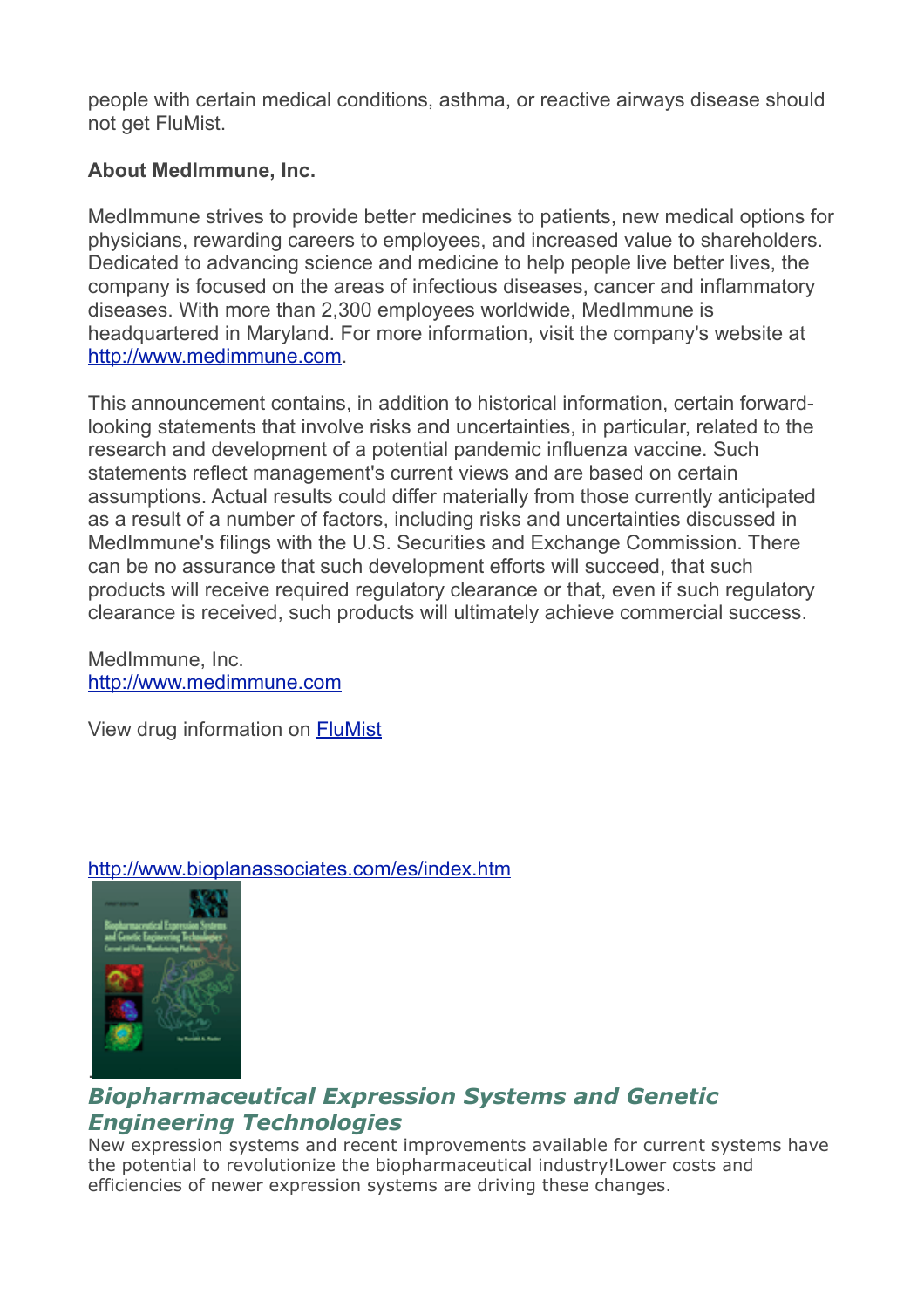people with certain medical conditions, asthma, or reactive airways disease should not get FluMist.

**About MedImmune, Inc.**

MedImmune strives to provide better medicines to patients, new medical options for physicians, rewarding careers to employees, and increased value to shareholders. Dedicated to advancing science and medicine to help people live better lives, the company is focused on the areas of infectious diseases, cancer and inflammatory diseases. With more than 2,300 employees worldwide, MedImmune is headquartered in Maryland. For more information, visit the company's website at http://www.medimmune.com.

This announcement contains, in addition to historical information, certain forward-looking statements that involve risks and uncertainties, in particular, related to the research and development of a potential pandemic influenza vaccine. Such statements reflect management's current views and are based on certain assumptions. Actual results could differ materially from those currently anticipated as a result of a number of factors, including risks and uncertainties discussed in MedImmune's filings with the U.S. Securities and Exchange Commission. There can be no assurance that such development efforts will succeed, that such products will receive required regulatory clearance or that, even if such regulatory clearance is received, such products will ultimately achieve commercial success.

MedImmune, Inc.
http://www.medimmune.com

View drug information on FluMist

http://www.bioplanassociates.com/es/index.htm

***Biopharmaceutical Expression Systems and Genetic Engineering Technologies***

New expression systems and recent improvements available for current systems have the potential to revolutionize the biopharmaceutical industry!Lower costs and efficiencies of newer expression systems are driving these changes.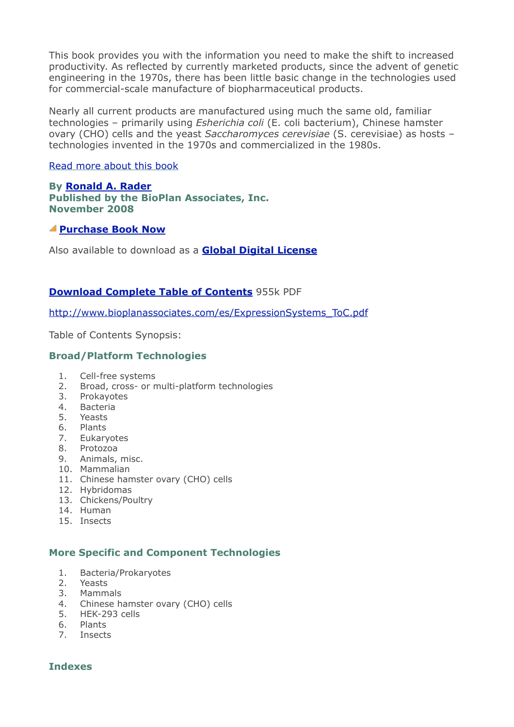This book provides you with the information you need to make the shift to increased productivity. As reflected by currently marketed products, since the advent of genetic engineering in the 1970s, there has been little basic change in the technologies used for commercial-scale manufacture of biopharmaceutical products.

Nearly all current products are manufactured using much the same old, familiar technologies – primarily using *Esherichia coli* (E. coli bacterium), Chinese hamster ovary (CHO) cells and the yeast *Saccharomyces cerevisiae* (S. cerevisiae) as hosts – technologies invented in the 1970s and commercialized in the 1980s.

Read more about this book

**By Ronald A. Rader**
**Published by the BioPlan Associates, Inc.**
**November 2008**

**Purchase Book Now**

Also available to download as a **Global Digital License**

**Download Complete Table of Contents** 955k PDF

http://www.bioplanassociates.com/es/ExpressionSystems_ToC.pdf

Table of Contents Synopsis:

### Broad/Platform Technologies

1. Cell-free systems
2. Broad, cross- or multi-platform technologies
3. Prokayotes
4. Bacteria
5. Yeasts
6. Plants
7. Eukaryotes
8. Protozoa
9. Animals, misc.
10. Mammalian
11. Chinese hamster ovary (CHO) cells
12. Hybridomas
13. Chickens/Poultry
14. Human
15. Insects

### More Specific and Component Technologies

1. Bacteria/Prokaryotes
2. Yeasts
3. Mammals
4. Chinese hamster ovary (CHO) cells
5. HEK-293 cells
6. Plants
7. Insects

### Indexes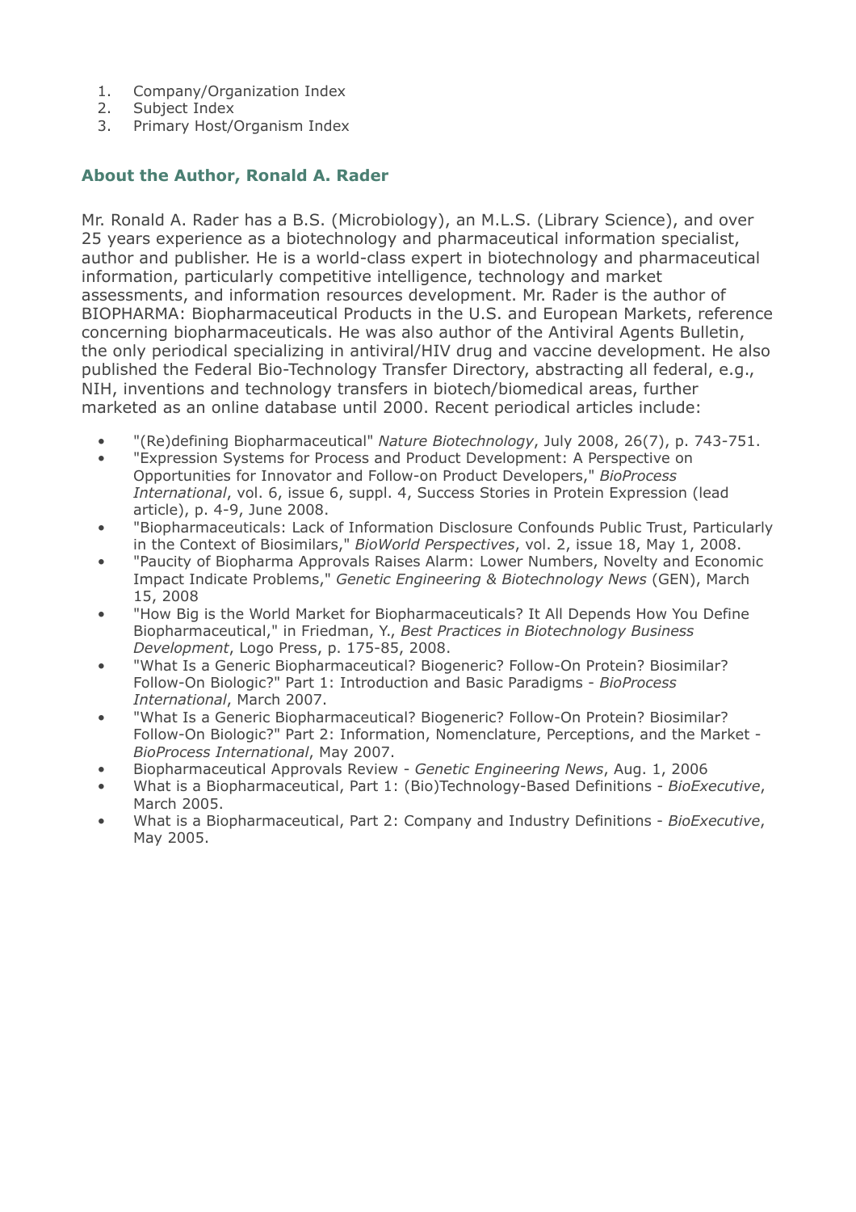1. Company/Organization Index
2. Subject Index
3. Primary Host/Organism Index

### About the Author, Ronald A. Rader

Mr. Ronald A. Rader has a B.S. (Microbiology), an M.L.S. (Library Science), and over 25 years experience as a biotechnology and pharmaceutical information specialist, author and publisher. He is a world-class expert in biotechnology and pharmaceutical information, particularly competitive intelligence, technology and market assessments, and information resources development. Mr. Rader is the author of BIOPHARMA: Biopharmaceutical Products in the U.S. and European Markets, reference concerning biopharmaceuticals. He was also author of the Antiviral Agents Bulletin, the only periodical specializing in antiviral/HIV drug and vaccine development. He also published the Federal Bio-Technology Transfer Directory, abstracting all federal, e.g., NIH, inventions and technology transfers in biotech/biomedical areas, further marketed as an online database until 2000. Recent periodical articles include:

- "(Re)defining Biopharmaceutical" *Nature Biotechnology*, July 2008, 26(7), p. 743-751.
- "Expression Systems for Process and Product Development: A Perspective on Opportunities for Innovator and Follow-on Product Developers," *BioProcess International*, vol. 6, issue 6, suppl. 4, Success Stories in Protein Expression (lead article), p. 4-9, June 2008.
- "Biopharmaceuticals: Lack of Information Disclosure Confounds Public Trust, Particularly in the Context of Biosimilars," *BioWorld Perspectives*, vol. 2, issue 18, May 1, 2008.
- "Paucity of Biopharma Approvals Raises Alarm: Lower Numbers, Novelty and Economic Impact Indicate Problems," *Genetic Engineering & Biotechnology News* (GEN), March 15, 2008
- "How Big is the World Market for Biopharmaceuticals? It All Depends How You Define Biopharmaceutical," in Friedman, Y., *Best Practices in Biotechnology Business Development*, Logo Press, p. 175-85, 2008.
- "What Is a Generic Biopharmaceutical? Biogeneric? Follow-On Protein? Biosimilar? Follow-On Biologic?" Part 1: Introduction and Basic Paradigms - *BioProcess International*, March 2007.
- "What Is a Generic Biopharmaceutical? Biogeneric? Follow-On Protein? Biosimilar? Follow-On Biologic?" Part 2: Information, Nomenclature, Perceptions, and the Market - *BioProcess International*, May 2007.
- Biopharmaceutical Approvals Review - *Genetic Engineering News*, Aug. 1, 2006
- What is a Biopharmaceutical, Part 1: (Bio)Technology-Based Definitions - *BioExecutive*, March 2005.
- What is a Biopharmaceutical, Part 2: Company and Industry Definitions - *BioExecutive*, May 2005.